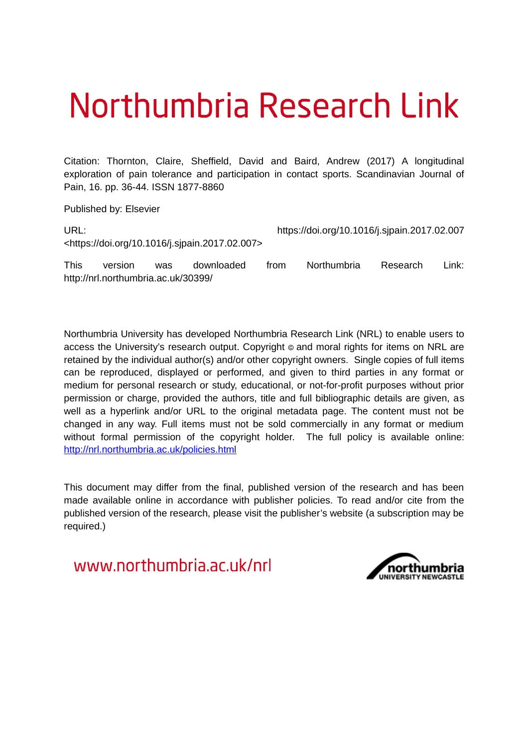# Northumbria Research Link

Citation: Thornton, Claire, Sheffield, David and Baird, Andrew (2017) A longitudinal exploration of pain tolerance and participation in contact sports. Scandinavian Journal of Pain, 16. pp. 36-44. ISSN 1877-8860

Published by: Elsevier

URL: https://doi.org/10.1016/j.sjpain.2017.02.007 <https://doi.org/10.1016/j.sjpain.2017.02.007>

This version was downloaded from Northumbria Research Link: http://nrl.northumbria.ac.uk/30399/

Northumbria University has developed Northumbria Research Link (NRL) to enable users to access the University's research output. Copyright © and moral rights for items on NRL are retained by the individual author(s) and/or other copyright owners. Single copies of full items can be reproduced, displayed or performed, and given to third parties in any format or medium for personal research or study, educational, or not-for-profit purposes without prior permission or charge, provided the authors, title and full bibliographic details are given, as well as a hyperlink and/or URL to the original metadata page. The content must not be changed in any way. Full items must not be sold commercially in any format or medium without formal permission of the copyright holder. The full policy is available online: http://nrl.northumbria.ac.uk/policies.html

This document may differ from the final, published version of the research and has been made available online in accordance with publisher policies. To read and/or cite from the published version of the research, please visit the publisher's website (a subscription may be required.)

www.northumbria.ac.uk/nrl

northumbria UNIVERSITY NEWCASTLE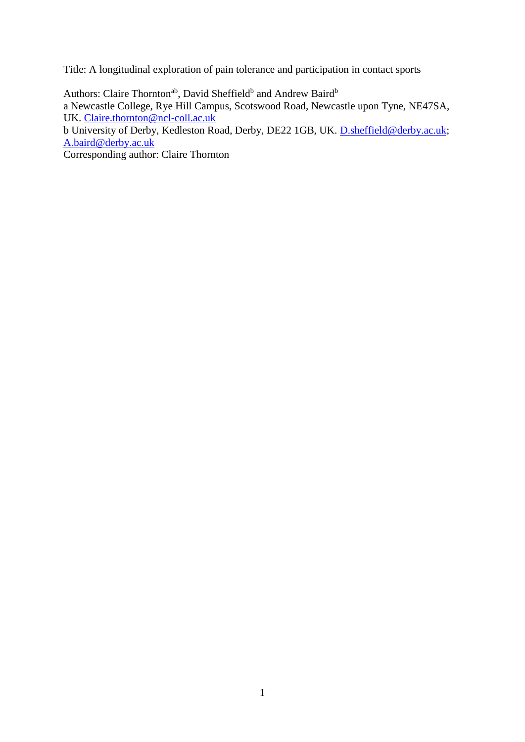Title: A longitudinal exploration of pain tolerance and participation in contact sports

Authors: Claire Thornton[ab], David Sheffield[b] and Andrew Baird[b]

a Newcastle College, Rye Hill Campus, Scotswood Road, Newcastle upon Tyne, NE47SA, UK. Claire.thornton@ncl-coll.ac.uk

b University of Derby, Kedleston Road, Derby, DE22 1GB, UK. D.sheffield@derby.ac.uk; A.baird@derby.ac.uk

Corresponding author: Claire Thornton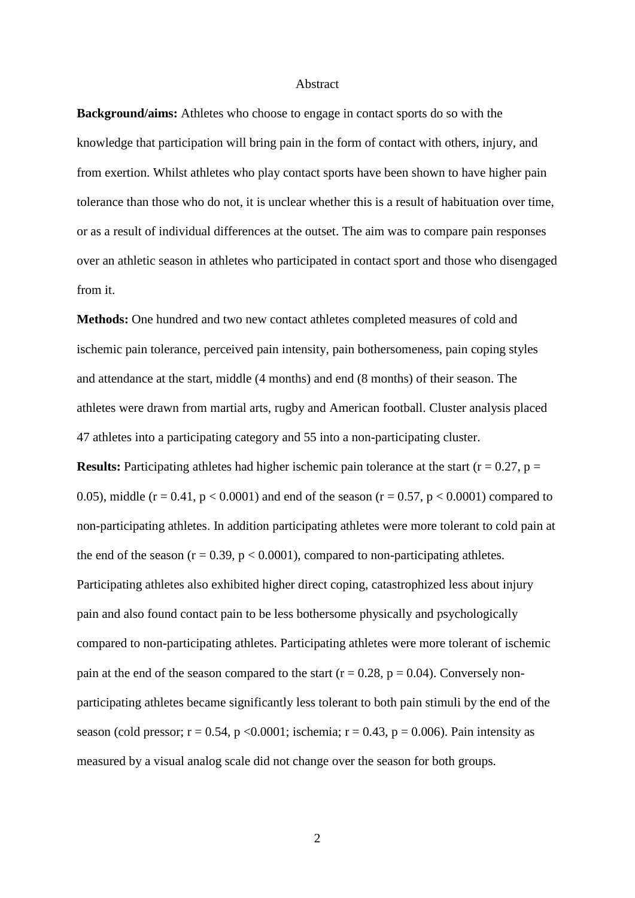## Abstract

**Background/aims:** Athletes who choose to engage in contact sports do so with the knowledge that participation will bring pain in the form of contact with others, injury, and from exertion. Whilst athletes who play contact sports have been shown to have higher pain tolerance than those who do not, it is unclear whether this is a result of habituation over time, or as a result of individual differences at the outset. The aim was to compare pain responses over an athletic season in athletes who participated in contact sport and those who disengaged from it.

**Methods:** One hundred and two new contact athletes completed measures of cold and ischemic pain tolerance, perceived pain intensity, pain bothersomeness, pain coping styles and attendance at the start, middle (4 months) and end (8 months) of their season. The athletes were drawn from martial arts, rugby and American football. Cluster analysis placed 47 athletes into a participating category and 55 into a non-participating cluster.

**Results:** Participating athletes had higher ischemic pain tolerance at the start ($r = 0.27$, $p = 0.05$), middle ($r = 0.41$, $p < 0.0001$) and end of the season ($r = 0.57$, $p < 0.0001$) compared to non-participating athletes. In addition participating athletes were more tolerant to cold pain at the end of the season ($r = 0.39$, $p < 0.0001$), compared to non-participating athletes. Participating athletes also exhibited higher direct coping, catastrophized less about injury pain and also found contact pain to be less bothersome physically and psychologically compared to non-participating athletes. Participating athletes were more tolerant of ischemic pain at the end of the season compared to the start ($r = 0.28$, $p = 0.04$). Conversely non-participating athletes became significantly less tolerant to both pain stimuli by the end of the season (cold pressor; $r = 0.54$, $p < 0.0001$; ischemia; $r = 0.43$, $p = 0.006$). Pain intensity as measured by a visual analog scale did not change over the season for both groups.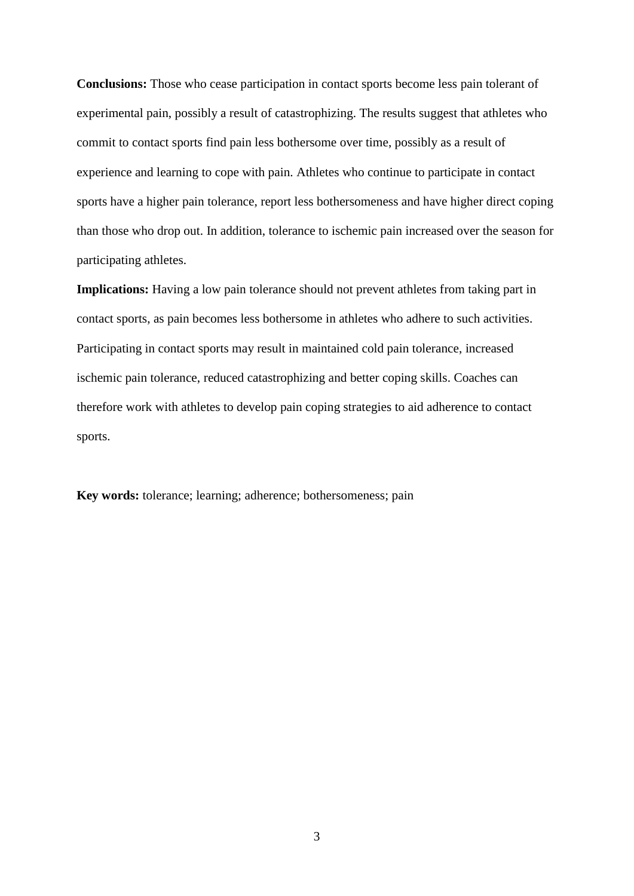**Conclusions:** Those who cease participation in contact sports become less pain tolerant of experimental pain, possibly a result of catastrophizing. The results suggest that athletes who commit to contact sports find pain less bothersome over time, possibly as a result of experience and learning to cope with pain. Athletes who continue to participate in contact sports have a higher pain tolerance, report less bothersomeness and have higher direct coping than those who drop out. In addition, tolerance to ischemic pain increased over the season for participating athletes.

**Implications:** Having a low pain tolerance should not prevent athletes from taking part in contact sports, as pain becomes less bothersome in athletes who adhere to such activities. Participating in contact sports may result in maintained cold pain tolerance, increased ischemic pain tolerance, reduced catastrophizing and better coping skills. Coaches can therefore work with athletes to develop pain coping strategies to aid adherence to contact sports.

**Key words:** tolerance; learning; adherence; bothersomeness; pain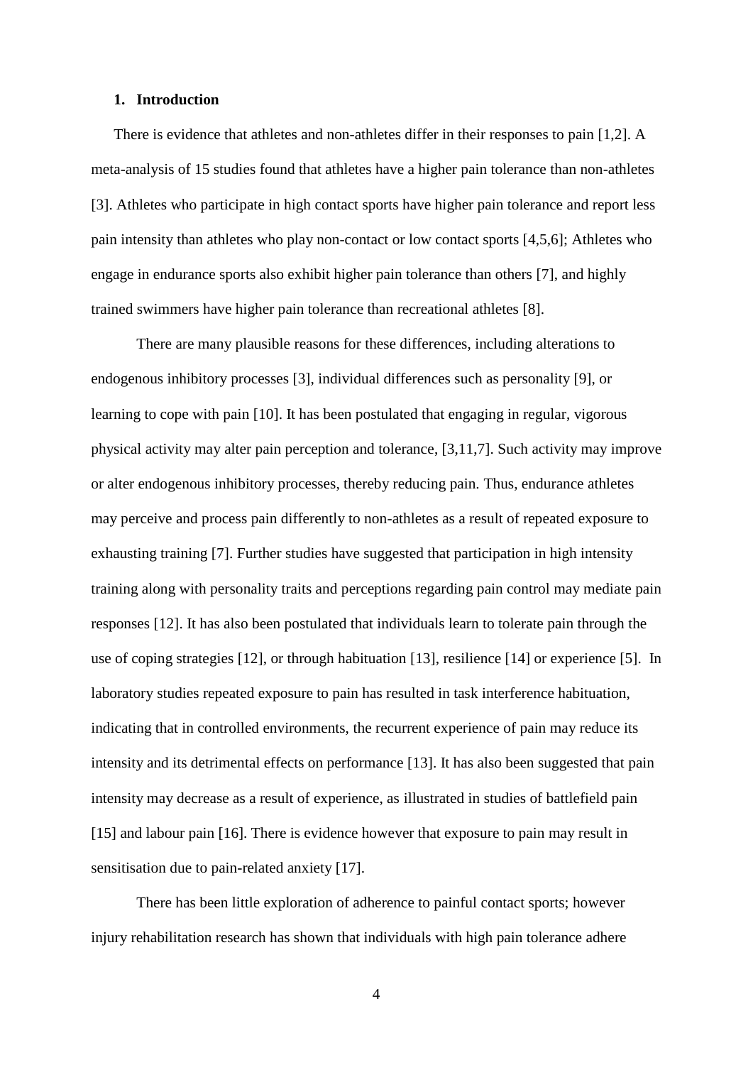## 1. Introduction

There is evidence that athletes and non-athletes differ in their responses to pain [1,2]. A meta-analysis of 15 studies found that athletes have a higher pain tolerance than non-athletes [3]. Athletes who participate in high contact sports have higher pain tolerance and report less pain intensity than athletes who play non-contact or low contact sports [4,5,6]; Athletes who engage in endurance sports also exhibit higher pain tolerance than others [7], and highly trained swimmers have higher pain tolerance than recreational athletes [8].

There are many plausible reasons for these differences, including alterations to endogenous inhibitory processes [3], individual differences such as personality [9], or learning to cope with pain [10]. It has been postulated that engaging in regular, vigorous physical activity may alter pain perception and tolerance, [3,11,7]. Such activity may improve or alter endogenous inhibitory processes, thereby reducing pain. Thus, endurance athletes may perceive and process pain differently to non-athletes as a result of repeated exposure to exhausting training [7]. Further studies have suggested that participation in high intensity training along with personality traits and perceptions regarding pain control may mediate pain responses [12]. It has also been postulated that individuals learn to tolerate pain through the use of coping strategies [12], or through habituation [13], resilience [14] or experience [5]. In laboratory studies repeated exposure to pain has resulted in task interference habituation, indicating that in controlled environments, the recurrent experience of pain may reduce its intensity and its detrimental effects on performance [13]. It has also been suggested that pain intensity may decrease as a result of experience, as illustrated in studies of battlefield pain [15] and labour pain [16]. There is evidence however that exposure to pain may result in sensitisation due to pain-related anxiety [17].

There has been little exploration of adherence to painful contact sports; however injury rehabilitation research has shown that individuals with high pain tolerance adhere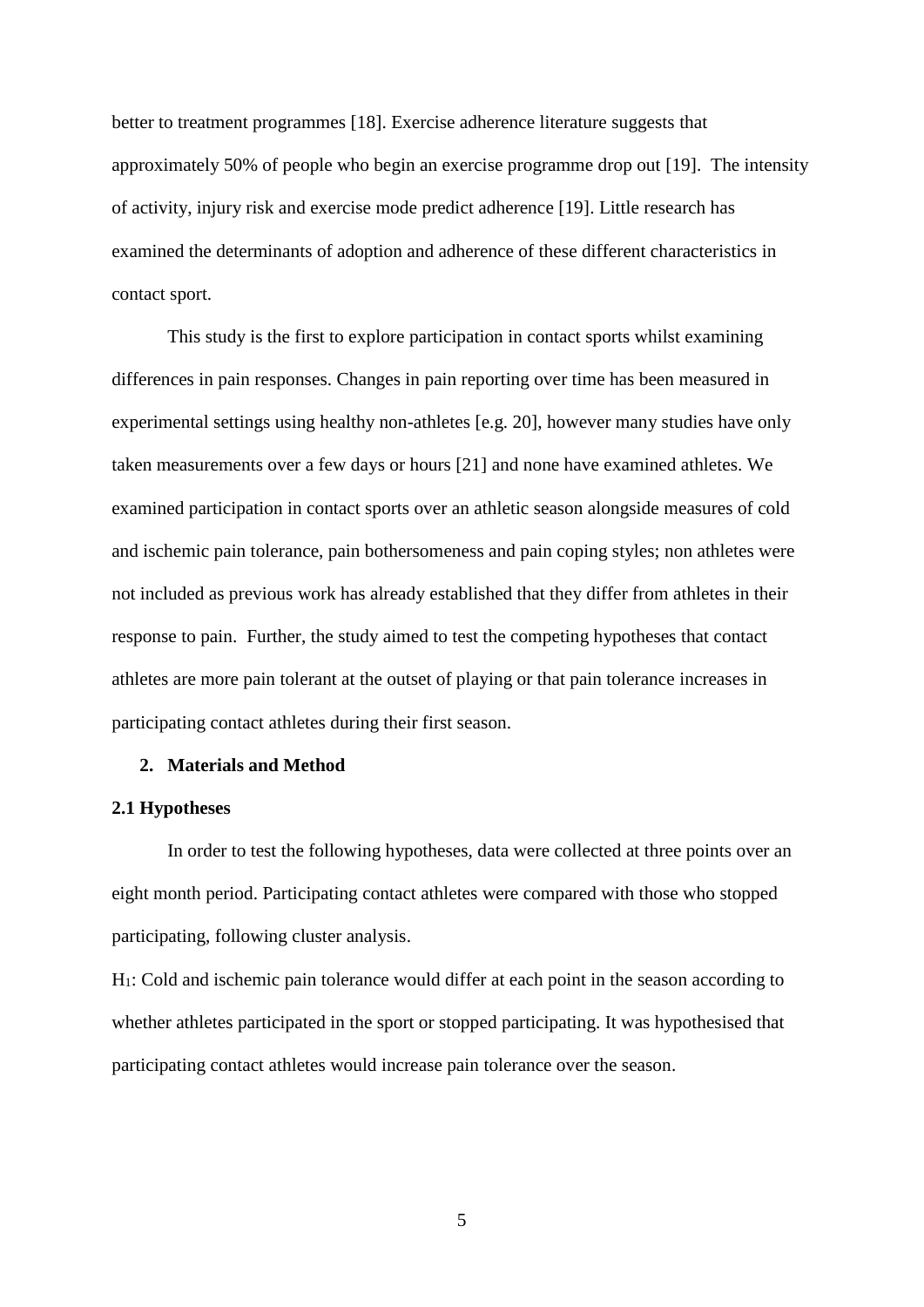better to treatment programmes [18]. Exercise adherence literature suggests that approximately 50% of people who begin an exercise programme drop out [19]. The intensity of activity, injury risk and exercise mode predict adherence [19]. Little research has examined the determinants of adoption and adherence of these different characteristics in contact sport.

This study is the first to explore participation in contact sports whilst examining differences in pain responses. Changes in pain reporting over time has been measured in experimental settings using healthy non-athletes [e.g. 20], however many studies have only taken measurements over a few days or hours [21] and none have examined athletes. We examined participation in contact sports over an athletic season alongside measures of cold and ischemic pain tolerance, pain bothersomeness and pain coping styles; non athletes were not included as previous work has already established that they differ from athletes in their response to pain. Further, the study aimed to test the competing hypotheses that contact athletes are more pain tolerant at the outset of playing or that pain tolerance increases in participating contact athletes during their first season.

## 2. Materials and Method

### 2.1 Hypotheses

In order to test the following hypotheses, data were collected at three points over an eight month period. Participating contact athletes were compared with those who stopped participating, following cluster analysis.

$H_1$: Cold and ischemic pain tolerance would differ at each point in the season according to whether athletes participated in the sport or stopped participating. It was hypothesised that participating contact athletes would increase pain tolerance over the season.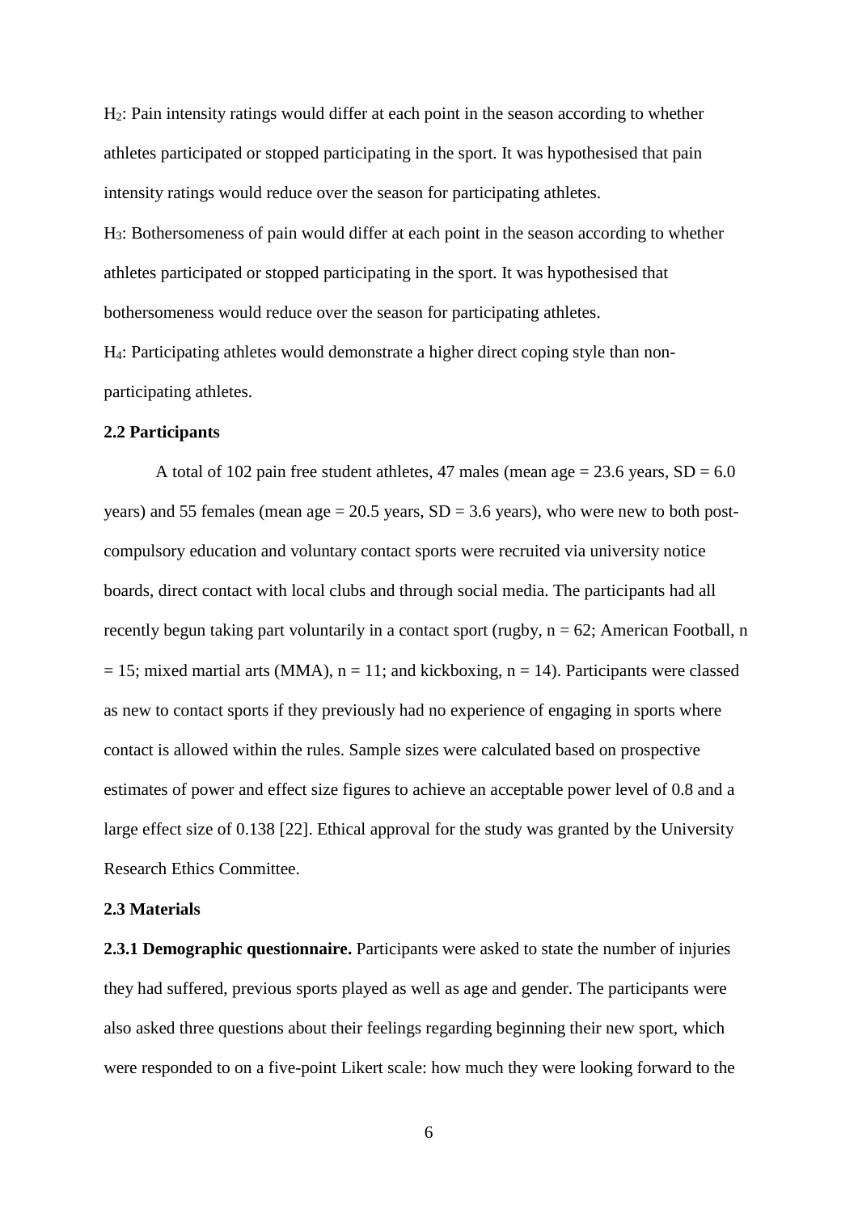$H_2$: Pain intensity ratings would differ at each point in the season according to whether athletes participated or stopped participating in the sport. It was hypothesised that pain intensity ratings would reduce over the season for participating athletes.

$H_3$: Bothersomeness of pain would differ at each point in the season according to whether athletes participated or stopped participating in the sport. It was hypothesised that bothersomeness would reduce over the season for participating athletes.

$H_4$: Participating athletes would demonstrate a higher direct coping style than non-participating athletes.

### 2.2 Participants

A total of 102 pain free student athletes, 47 males (mean age = 23.6 years, SD = 6.0 years) and 55 females (mean age = 20.5 years, SD = 3.6 years), who were new to both post-compulsory education and voluntary contact sports were recruited via university notice boards, direct contact with local clubs and through social media. The participants had all recently begun taking part voluntarily in a contact sport (rugby, n = 62; American Football, n = 15; mixed martial arts (MMA), n = 11; and kickboxing, n = 14). Participants were classed as new to contact sports if they previously had no experience of engaging in sports where contact is allowed within the rules. Sample sizes were calculated based on prospective estimates of power and effect size figures to achieve an acceptable power level of 0.8 and a large effect size of 0.138 [22]. Ethical approval for the study was granted by the University Research Ethics Committee.

### 2.3 Materials

**2.3.1 Demographic questionnaire.** Participants were asked to state the number of injuries they had suffered, previous sports played as well as age and gender. The participants were also asked three questions about their feelings regarding beginning their new sport, which were responded to on a five-point Likert scale: how much they were looking forward to the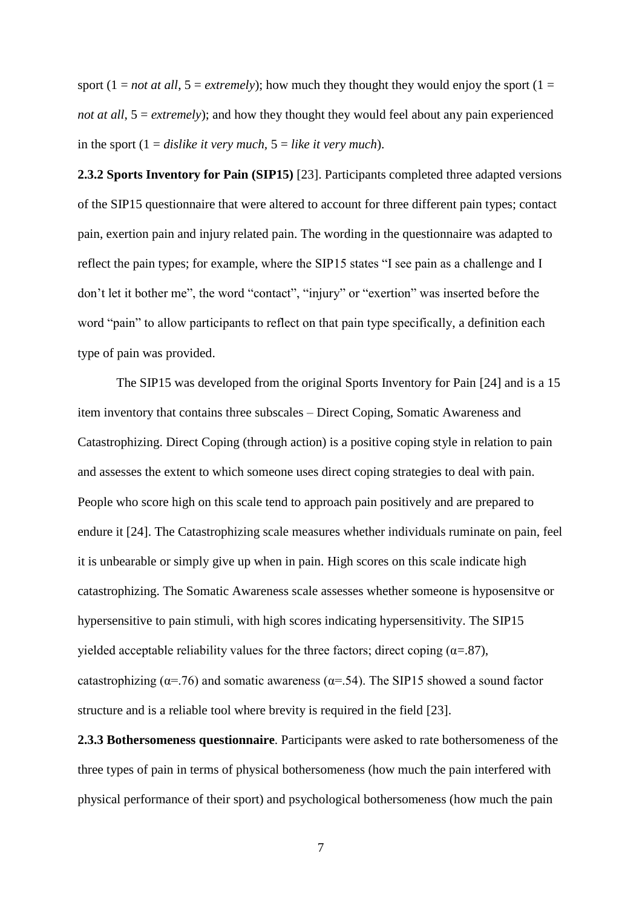sport (1 = *not at all*, 5 = *extremely*); how much they thought they would enjoy the sport (1 = *not at all*, 5 = *extremely*); and how they thought they would feel about any pain experienced in the sport (1 = *dislike it very much*, 5 = *like it very much*).

**2.3.2 Sports Inventory for Pain (SIP15)** [23]. Participants completed three adapted versions of the SIP15 questionnaire that were altered to account for three different pain types; contact pain, exertion pain and injury related pain. The wording in the questionnaire was adapted to reflect the pain types; for example, where the SIP15 states "I see pain as a challenge and I don't let it bother me", the word "contact", "injury" or "exertion" was inserted before the word "pain" to allow participants to reflect on that pain type specifically, a definition each type of pain was provided.

The SIP15 was developed from the original Sports Inventory for Pain [24] and is a 15 item inventory that contains three subscales – Direct Coping, Somatic Awareness and Catastrophizing. Direct Coping (through action) is a positive coping style in relation to pain and assesses the extent to which someone uses direct coping strategies to deal with pain. People who score high on this scale tend to approach pain positively and are prepared to endure it [24]. The Catastrophizing scale measures whether individuals ruminate on pain, feel it is unbearable or simply give up when in pain. High scores on this scale indicate high catastrophizing. The Somatic Awareness scale assesses whether someone is hyposensitve or hypersensitive to pain stimuli, with high scores indicating hypersensitivity. The SIP15 yielded acceptable reliability values for the three factors; direct coping ($\alpha$=.87), catastrophizing ($\alpha$=.76) and somatic awareness ($\alpha$=.54). The SIP15 showed a sound factor structure and is a reliable tool where brevity is required in the field [23].

**2.3.3 Bothersomeness questionnaire**. Participants were asked to rate bothersomeness of the three types of pain in terms of physical bothersomeness (how much the pain interfered with physical performance of their sport) and psychological bothersomeness (how much the pain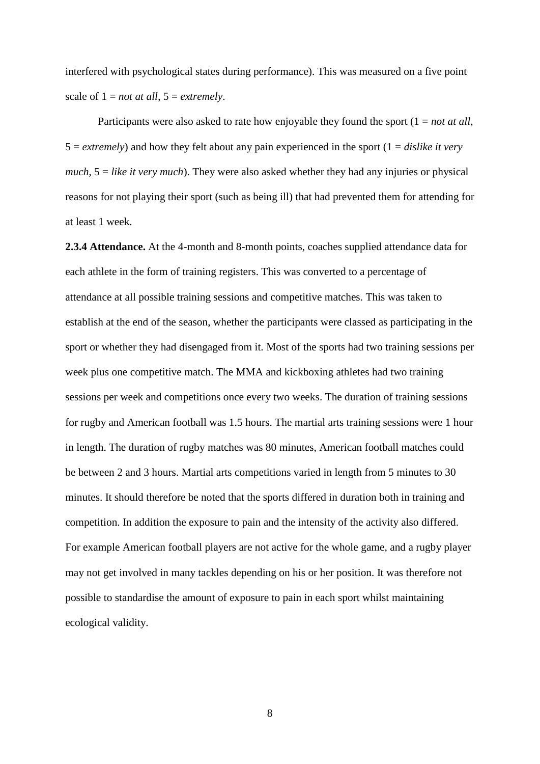interfered with psychological states during performance). This was measured on a five point scale of 1 = *not at all*, 5 = *extremely*.

Participants were also asked to rate how enjoyable they found the sport (1 = *not at all*, 5 = *extremely*) and how they felt about any pain experienced in the sport (1 = *dislike it very much*, 5 = *like it very much*). They were also asked whether they had any injuries or physical reasons for not playing their sport (such as being ill) that had prevented them for attending for at least 1 week.

**2.3.4 Attendance.** At the 4-month and 8-month points, coaches supplied attendance data for each athlete in the form of training registers. This was converted to a percentage of attendance at all possible training sessions and competitive matches. This was taken to establish at the end of the season, whether the participants were classed as participating in the sport or whether they had disengaged from it. Most of the sports had two training sessions per week plus one competitive match. The MMA and kickboxing athletes had two training sessions per week and competitions once every two weeks. The duration of training sessions for rugby and American football was 1.5 hours. The martial arts training sessions were 1 hour in length. The duration of rugby matches was 80 minutes, American football matches could be between 2 and 3 hours. Martial arts competitions varied in length from 5 minutes to 30 minutes. It should therefore be noted that the sports differed in duration both in training and competition. In addition the exposure to pain and the intensity of the activity also differed. For example American football players are not active for the whole game, and a rugby player may not get involved in many tackles depending on his or her position. It was therefore not possible to standardise the amount of exposure to pain in each sport whilst maintaining ecological validity.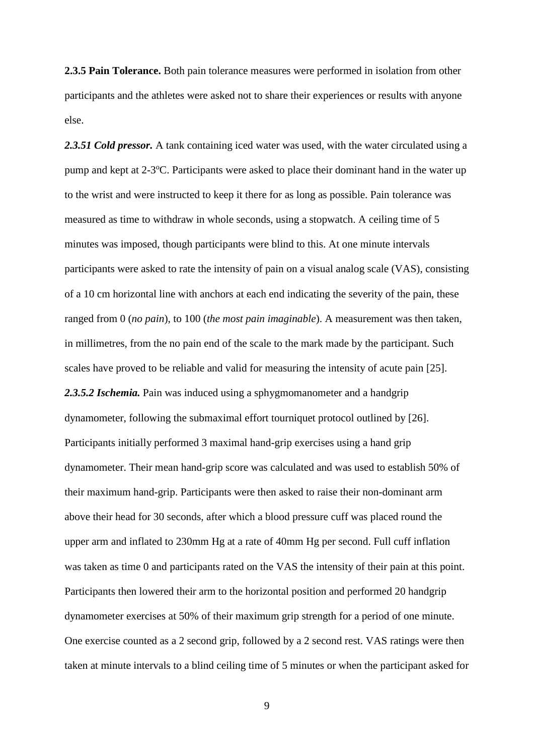**2.3.5 Pain Tolerance.** Both pain tolerance measures were performed in isolation from other participants and the athletes were asked not to share their experiences or results with anyone else.

***2.3.51 Cold pressor.*** A tank containing iced water was used, with the water circulated using a pump and kept at 2-3ºC. Participants were asked to place their dominant hand in the water up to the wrist and were instructed to keep it there for as long as possible. Pain tolerance was measured as time to withdraw in whole seconds, using a stopwatch. A ceiling time of 5 minutes was imposed, though participants were blind to this. At one minute intervals participants were asked to rate the intensity of pain on a visual analog scale (VAS), consisting of a 10 cm horizontal line with anchors at each end indicating the severity of the pain, these ranged from 0 (*no pain*), to 100 (*the most pain imaginable*). A measurement was then taken, in millimetres, from the no pain end of the scale to the mark made by the participant. Such scales have proved to be reliable and valid for measuring the intensity of acute pain [25].

***2.3.5.2 Ischemia.*** Pain was induced using a sphygmomanometer and a handgrip dynamometer, following the submaximal effort tourniquet protocol outlined by [26]. Participants initially performed 3 maximal hand-grip exercises using a hand grip dynamometer. Their mean hand-grip score was calculated and was used to establish 50% of their maximum hand-grip. Participants were then asked to raise their non-dominant arm above their head for 30 seconds, after which a blood pressure cuff was placed round the upper arm and inflated to 230mm Hg at a rate of 40mm Hg per second. Full cuff inflation was taken as time 0 and participants rated on the VAS the intensity of their pain at this point. Participants then lowered their arm to the horizontal position and performed 20 handgrip dynamometer exercises at 50% of their maximum grip strength for a period of one minute. One exercise counted as a 2 second grip, followed by a 2 second rest. VAS ratings were then taken at minute intervals to a blind ceiling time of 5 minutes or when the participant asked for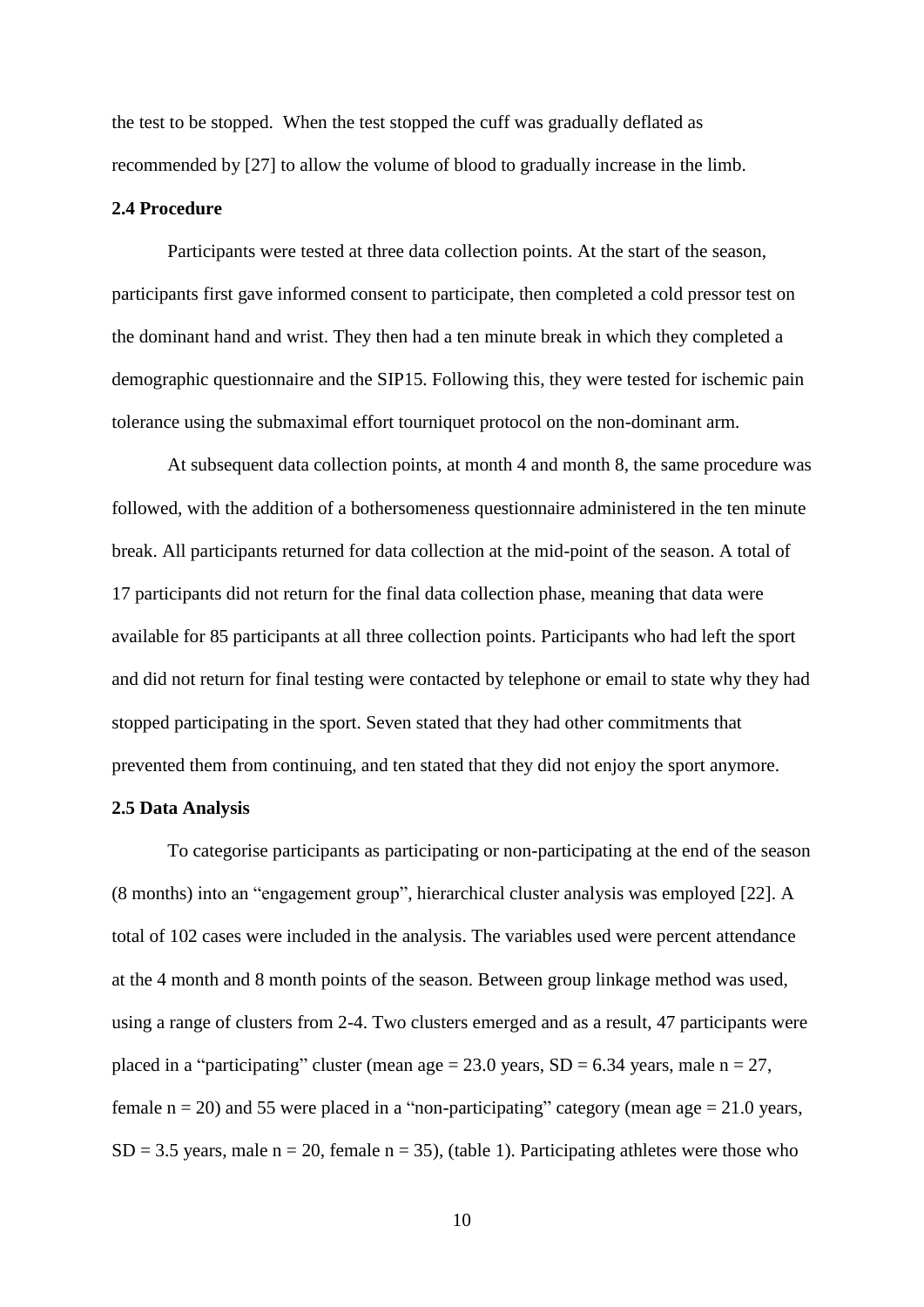the test to be stopped. When the test stopped the cuff was gradually deflated as recommended by [27] to allow the volume of blood to gradually increase in the limb.

### 2.4 Procedure

Participants were tested at three data collection points. At the start of the season, participants first gave informed consent to participate, then completed a cold pressor test on the dominant hand and wrist. They then had a ten minute break in which they completed a demographic questionnaire and the SIP15. Following this, they were tested for ischemic pain tolerance using the submaximal effort tourniquet protocol on the non-dominant arm.

At subsequent data collection points, at month 4 and month 8, the same procedure was followed, with the addition of a bothersomeness questionnaire administered in the ten minute break. All participants returned for data collection at the mid-point of the season. A total of 17 participants did not return for the final data collection phase, meaning that data were available for 85 participants at all three collection points. Participants who had left the sport and did not return for final testing were contacted by telephone or email to state why they had stopped participating in the sport. Seven stated that they had other commitments that prevented them from continuing, and ten stated that they did not enjoy the sport anymore.

### 2.5 Data Analysis

To categorise participants as participating or non-participating at the end of the season (8 months) into an "engagement group", hierarchical cluster analysis was employed [22]. A total of 102 cases were included in the analysis. The variables used were percent attendance at the 4 month and 8 month points of the season. Between group linkage method was used, using a range of clusters from 2-4. Two clusters emerged and as a result, 47 participants were placed in a "participating" cluster (mean age = 23.0 years, SD = 6.34 years, male n = 27, female n = 20) and 55 were placed in a "non-participating" category (mean age = 21.0 years, SD = 3.5 years, male n = 20, female n = 35), (table 1). Participating athletes were those who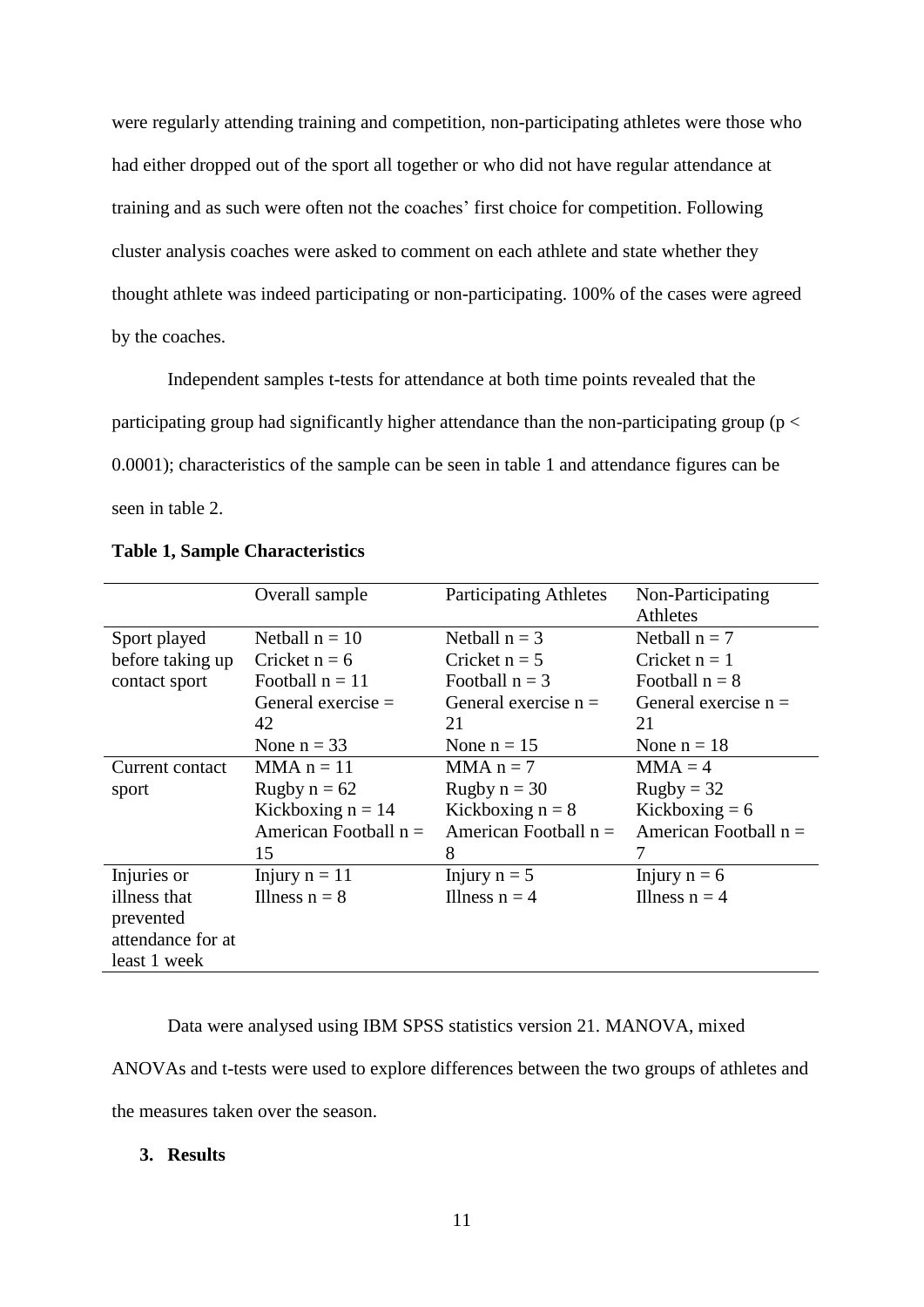were regularly attending training and competition, non-participating athletes were those who had either dropped out of the sport all together or who did not have regular attendance at training and as such were often not the coaches' first choice for competition. Following cluster analysis coaches were asked to comment on each athlete and state whether they thought athlete was indeed participating or non-participating. 100% of the cases were agreed by the coaches.

Independent samples t-tests for attendance at both time points revealed that the participating group had significantly higher attendance than the non-participating group ($p < 0.0001$); characteristics of the sample can be seen in table 1 and attendance figures can be seen in table 2.

**Table 1, Sample Characteristics**

| | Overall sample | Participating Athletes | Non-Participating Athletes |
|---|---|---|---|
| Sport played before taking up contact sport | Netball n = 10<br>Cricket n = 6<br>Football n = 11<br>General exercise = 42<br>None n = 33 | Netball n = 3<br>Cricket n = 5<br>Football n = 3<br>General exercise n = 21<br>None n = 15 | Netball n = 7<br>Cricket n = 1<br>Football n = 8<br>General exercise n = 21<br>None n = 18 |
| Current contact sport | MMA n = 11<br>Rugby n = 62<br>Kickboxing n = 14<br>American Football n = 15 | MMA n = 7<br>Rugby n = 30<br>Kickboxing n = 8<br>American Football n = 8 | MMA = 4<br>Rugby = 32<br>Kickboxing = 6<br>American Football n = 7 |
| Injuries or illness that prevented attendance for at least 1 week | Injury n = 11<br>Illness n = 8 | Injury n = 5<br>Illness n = 4 | Injury n = 6<br>Illness n = 4 |

Data were analysed using IBM SPSS statistics version 21. MANOVA, mixed ANOVAs and t-tests were used to explore differences between the two groups of athletes and the measures taken over the season.

## 3. Results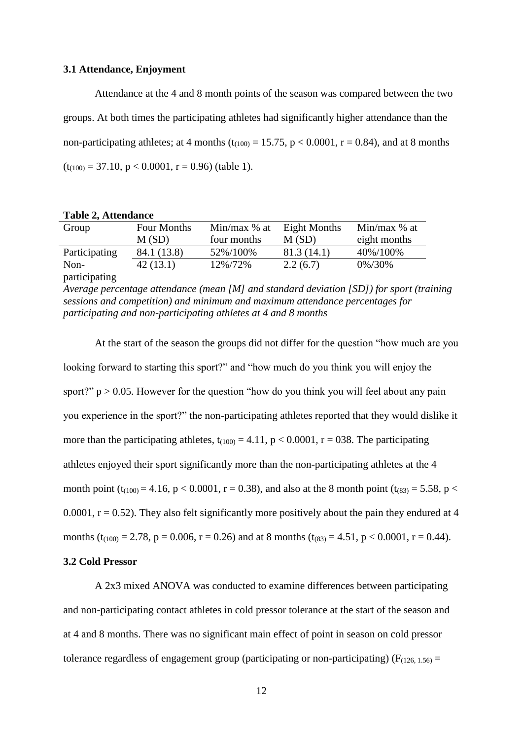### 3.1 Attendance, Enjoyment

Attendance at the 4 and 8 month points of the season was compared between the two groups. At both times the participating athletes had significantly higher attendance than the non-participating athletes; at 4 months ($t_{(100)} = 15.75$, $p < 0.0001$, $r = 0.84$), and at 8 months ($t_{(100)} = 37.10$, $p < 0.0001$, $r = 0.96$) (table 1).

**Table 2, Attendance**

| Group | Four Months M (SD) | Min/max % at four months | Eight Months M (SD) | Min/max % at eight months |
|---|---|---|---|---|
| Participating | 84.1 (13.8) | 52%/100% | 81.3 (14.1) | 40%/100% |
| Non-participating | 42 (13.1) | 12%/72% | 2.2 (6.7) | 0%/30% |

*Average percentage attendance (mean [M] and standard deviation [SD]) for sport (training sessions and competition) and minimum and maximum attendance percentages for participating and non-participating athletes at 4 and 8 months*

At the start of the season the groups did not differ for the question "how much are you looking forward to starting this sport?" and "how much do you think you will enjoy the sport?" $p > 0.05$. However for the question "how do you think you will feel about any pain you experience in the sport?" the non-participating athletes reported that they would dislike it more than the participating athletes, $t_{(100)} = 4.11$, $p < 0.0001$, $r = 038$. The participating athletes enjoyed their sport significantly more than the non-participating athletes at the 4 month point ($t_{(100)} = 4.16$, $p < 0.0001$, $r = 0.38$), and also at the 8 month point ($t_{(83)} = 5.58$, $p < 0.0001$, $r = 0.52$). They also felt significantly more positively about the pain they endured at 4 months ($t_{(100)} = 2.78$, $p = 0.006$, $r = 0.26$) and at 8 months ($t_{(83)} = 4.51$, $p < 0.0001$, $r = 0.44$).

### 3.2 Cold Pressor

A 2x3 mixed ANOVA was conducted to examine differences between participating and non-participating contact athletes in cold pressor tolerance at the start of the season and at 4 and 8 months. There was no significant main effect of point in season on cold pressor tolerance regardless of engagement group (participating or non-participating) ($F_{(126, 1.56)} =$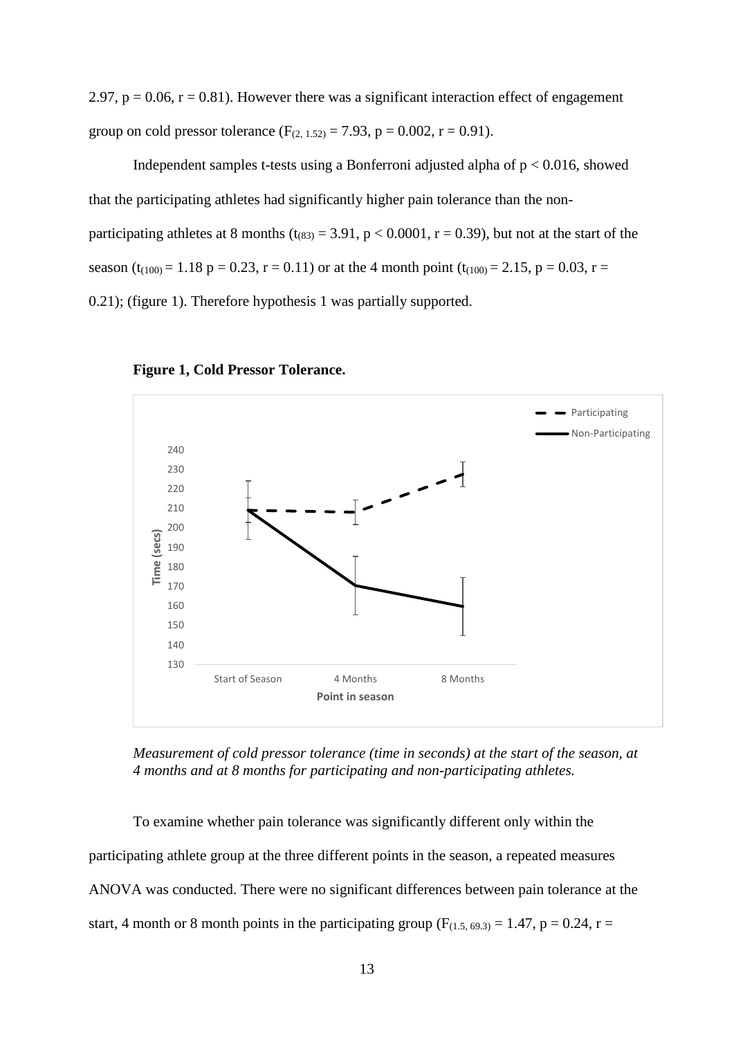2.97, $p = 0.06$, $r = 0.81$). However there was a significant interaction effect of engagement group on cold pressor tolerance ($F_{(2, 1.52)} = 7.93$, $p = 0.002$, $r = 0.91$).

Independent samples t-tests using a Bonferroni adjusted alpha of $p < 0.016$, showed that the participating athletes had significantly higher pain tolerance than the non-participating athletes at 8 months ($t_{(83)} = 3.91$, $p < 0.0001$, $r = 0.39$), but not at the start of the season ($t_{(100)} = 1.18$ $p = 0.23$, $r = 0.11$) or at the 4 month point ($t_{(100)} = 2.15$, $p = 0.03$, $r = 0.21$); (figure 1). Therefore hypothesis 1 was partially supported.

**Figure 1, Cold Pressor Tolerance.**

*Measurement of cold pressor tolerance (time in seconds) at the start of the season, at 4 months and at 8 months for participating and non-participating athletes.*

To examine whether pain tolerance was significantly different only within the participating athlete group at the three different points in the season, a repeated measures ANOVA was conducted. There were no significant differences between pain tolerance at the start, 4 month or 8 month points in the participating group ($F_{(1.5, 69.3)} = 1.47$, $p = 0.24$, $r =$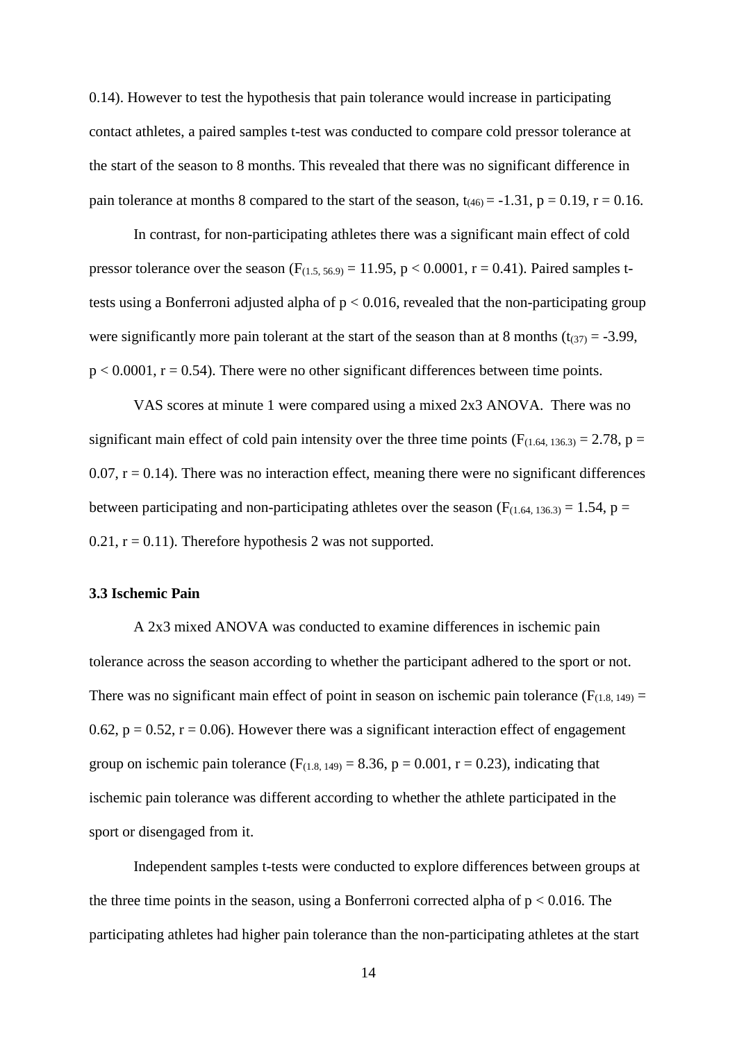0.14). However to test the hypothesis that pain tolerance would increase in participating contact athletes, a paired samples t-test was conducted to compare cold pressor tolerance at the start of the season to 8 months. This revealed that there was no significant difference in pain tolerance at months 8 compared to the start of the season, $t_{(46)} = -1.31$, $p = 0.19$, $r = 0.16$.

In contrast, for non-participating athletes there was a significant main effect of cold pressor tolerance over the season ($F_{(1.5, 56.9)} = 11.95$, $p < 0.0001$, $r = 0.41$). Paired samples t-tests using a Bonferroni adjusted alpha of $p < 0.016$, revealed that the non-participating group were significantly more pain tolerant at the start of the season than at 8 months ($t_{(37)} = -3.99$, $p < 0.0001$, $r = 0.54$). There were no other significant differences between time points.

VAS scores at minute 1 were compared using a mixed 2x3 ANOVA. There was no significant main effect of cold pain intensity over the three time points ($F_{(1.64, 136.3)} = 2.78$, $p = 0.07$, $r = 0.14$). There was no interaction effect, meaning there were no significant differences between participating and non-participating athletes over the season ($F_{(1.64, 136.3)} = 1.54$, $p = 0.21$, $r = 0.11$). Therefore hypothesis 2 was not supported.

### 3.3 Ischemic Pain

A 2x3 mixed ANOVA was conducted to examine differences in ischemic pain tolerance across the season according to whether the participant adhered to the sport or not. There was no significant main effect of point in season on ischemic pain tolerance ($F_{(1.8, 149)} = 0.62$, $p = 0.52$, $r = 0.06$). However there was a significant interaction effect of engagement group on ischemic pain tolerance ($F_{(1.8, 149)} = 8.36$, $p = 0.001$, $r = 0.23$), indicating that ischemic pain tolerance was different according to whether the athlete participated in the sport or disengaged from it.

Independent samples t-tests were conducted to explore differences between groups at the three time points in the season, using a Bonferroni corrected alpha of $p < 0.016$. The participating athletes had higher pain tolerance than the non-participating athletes at the start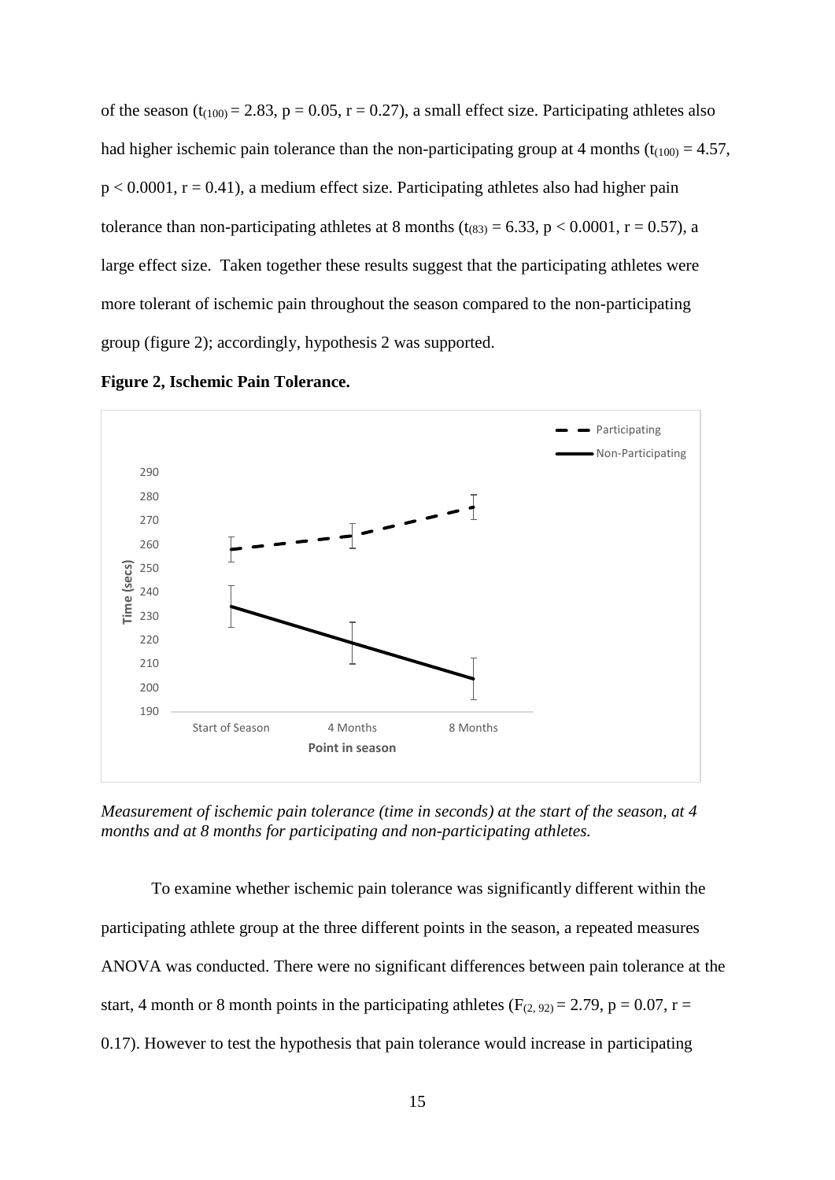of the season ($t_{(100)} = 2.83$, $p = 0.05$, $r = 0.27$), a small effect size. Participating athletes also had higher ischemic pain tolerance than the non-participating group at 4 months ($t_{(100)} = 4.57$, $p < 0.0001$, $r = 0.41$), a medium effect size. Participating athletes also had higher pain tolerance than non-participating athletes at 8 months ($t_{(83)} = 6.33$, $p < 0.0001$, $r = 0.57$), a large effect size. Taken together these results suggest that the participating athletes were more tolerant of ischemic pain throughout the season compared to the non-participating group (figure 2); accordingly, hypothesis 2 was supported.

**Figure 2, Ischemic Pain Tolerance.**

*Measurement of ischemic pain tolerance (time in seconds) at the start of the season, at 4 months and at 8 months for participating and non-participating athletes.*

To examine whether ischemic pain tolerance was significantly different within the participating athlete group at the three different points in the season, a repeated measures ANOVA was conducted. There were no significant differences between pain tolerance at the start, 4 month or 8 month points in the participating athletes ($F_{(2, 92)} = 2.79$, $p = 0.07$, $r = 0.17$). However to test the hypothesis that pain tolerance would increase in participating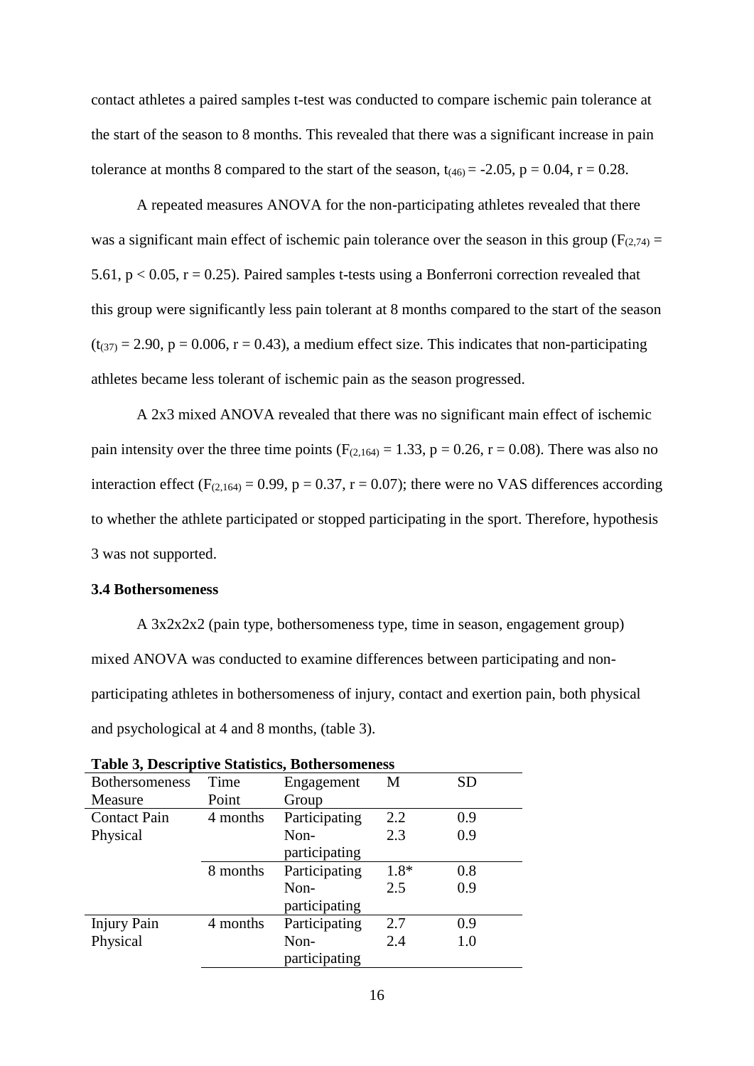contact athletes a paired samples t-test was conducted to compare ischemic pain tolerance at the start of the season to 8 months. This revealed that there was a significant increase in pain tolerance at months 8 compared to the start of the season, $t_{(46)} = -2.05$, $p = 0.04$, $r = 0.28$.

A repeated measures ANOVA for the non-participating athletes revealed that there was a significant main effect of ischemic pain tolerance over the season in this group ($F_{(2,74)} = 5.61$, $p < 0.05$, $r = 0.25$). Paired samples t-tests using a Bonferroni correction revealed that this group were significantly less pain tolerant at 8 months compared to the start of the season ($t_{(37)} = 2.90$, $p = 0.006$, $r = 0.43$), a medium effect size. This indicates that non-participating athletes became less tolerant of ischemic pain as the season progressed.

A 2x3 mixed ANOVA revealed that there was no significant main effect of ischemic pain intensity over the three time points ($F_{(2,164)} = 1.33$, $p = 0.26$, $r = 0.08$). There was also no interaction effect ($F_{(2,164)} = 0.99$, $p = 0.37$, $r = 0.07$); there were no VAS differences according to whether the athlete participated or stopped participating in the sport. Therefore, hypothesis 3 was not supported.

### 3.4 Bothersomeness

A 3x2x2x2 (pain type, bothersomeness type, time in season, engagement group) mixed ANOVA was conducted to examine differences between participating and non-participating athletes in bothersomeness of injury, contact and exertion pain, both physical and psychological at 4 and 8 months, (table 3).

**Table 3, Descriptive Statistics, Bothersomeness**

| Bothersomeness Measure | Time Point | Engagement Group | M | SD |
|---|---|---|---|---|
| Contact Pain Physical | 4 months | Participating | 2.2 | 0.9 |
| | | Non-participating | 2.3 | 0.9 |
| | 8 months | Participating | 1.8* | 0.8 |
| | | Non-participating | 2.5 | 0.9 |
| Injury Pain Physical | 4 months | Participating | 2.7 | 0.9 |
| | | Non-participating | 2.4 | 1.0 |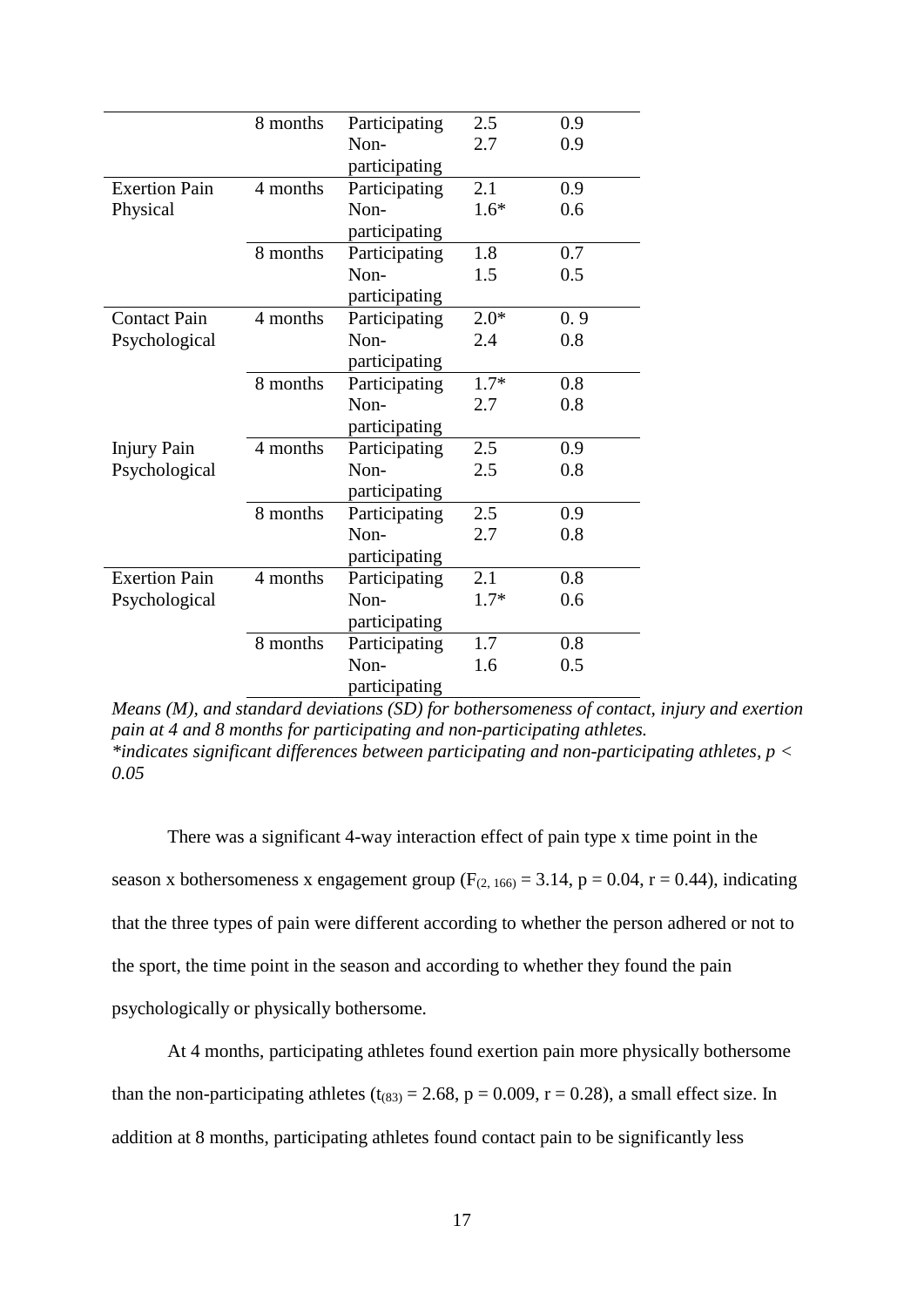| | | | | |
|---|---|---|---|---|
| | 8 months | Participating | 2.5 | 0.9 |
| | | Non-participating | 2.7 | 0.9 |
| Exertion Pain Physical | 4 months | Participating | 2.1 | 0.9 |
| | | Non-participating | 1.6* | 0.6 |
| | 8 months | Participating | 1.8 | 0.7 |
| | | Non-participating | 1.5 | 0.5 |
| Contact Pain Psychological | 4 months | Participating | 2.0* | 0. 9 |
| | | Non-participating | 2.4 | 0.8 |
| | 8 months | Participating | 1.7* | 0.8 |
| | | Non-participating | 2.7 | 0.8 |
| Injury Pain Psychological | 4 months | Participating | 2.5 | 0.9 |
| | | Non-participating | 2.5 | 0.8 |
| | 8 months | Participating | 2.5 | 0.9 |
| | | Non-participating | 2.7 | 0.8 |
| Exertion Pain Psychological | 4 months | Participating | 2.1 | 0.8 |
| | | Non-participating | 1.7* | 0.6 |
| | 8 months | Participating | 1.7 | 0.8 |
| | | Non-participating | 1.6 | 0.5 |

*Means (M), and standard deviations (SD) for bothersomeness of contact, injury and exertion pain at 4 and 8 months for participating and non-participating athletes.*
*\*indicates significant differences between participating and non-participating athletes, $p < 0.05$*

There was a significant 4-way interaction effect of pain type x time point in the season x bothersomeness x engagement group ($F_{(2, 166)} = 3.14$, $p = 0.04$, $r = 0.44$), indicating that the three types of pain were different according to whether the person adhered or not to the sport, the time point in the season and according to whether they found the pain psychologically or physically bothersome.

At 4 months, participating athletes found exertion pain more physically bothersome than the non-participating athletes ($t_{(83)} = 2.68$, $p = 0.009$, $r = 0.28$), a small effect size. In addition at 8 months, participating athletes found contact pain to be significantly less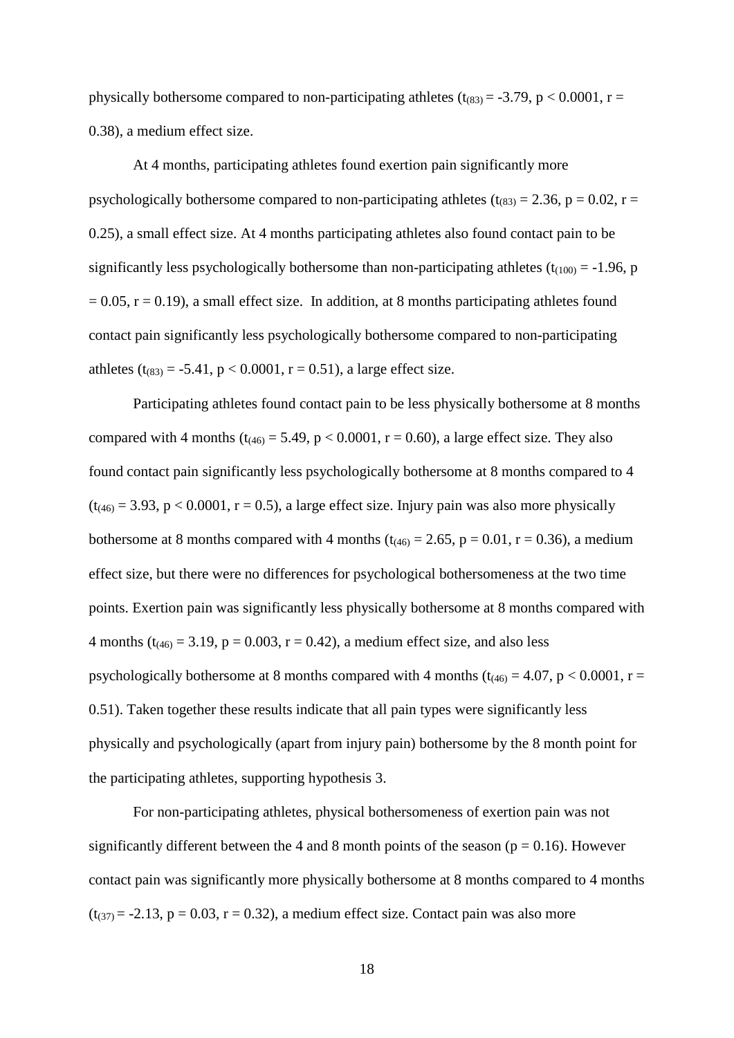physically bothersome compared to non-participating athletes ($t_{(83)} = -3.79$, $p < 0.0001$, $r = 0.38$), a medium effect size.

At 4 months, participating athletes found exertion pain significantly more psychologically bothersome compared to non-participating athletes ($t_{(83)} = 2.36$, $p = 0.02$, $r = 0.25$), a small effect size. At 4 months participating athletes also found contact pain to be significantly less psychologically bothersome than non-participating athletes ($t_{(100)} = -1.96$, $p = 0.05$, $r = 0.19$), a small effect size. In addition, at 8 months participating athletes found contact pain significantly less psychologically bothersome compared to non-participating athletes ($t_{(83)} = -5.41$, $p < 0.0001$, $r = 0.51$), a large effect size.

Participating athletes found contact pain to be less physically bothersome at 8 months compared with 4 months ($t_{(46)} = 5.49$, $p < 0.0001$, $r = 0.60$), a large effect size. They also found contact pain significantly less psychologically bothersome at 8 months compared to 4 ($t_{(46)} = 3.93$, $p < 0.0001$, $r = 0.5$), a large effect size. Injury pain was also more physically bothersome at 8 months compared with 4 months ($t_{(46)} = 2.65$, $p = 0.01$, $r = 0.36$), a medium effect size, but there were no differences for psychological bothersomeness at the two time points. Exertion pain was significantly less physically bothersome at 8 months compared with 4 months ($t_{(46)} = 3.19$, $p = 0.003$, $r = 0.42$), a medium effect size, and also less psychologically bothersome at 8 months compared with 4 months ($t_{(46)} = 4.07$, $p < 0.0001$, $r = 0.51$). Taken together these results indicate that all pain types were significantly less physically and psychologically (apart from injury pain) bothersome by the 8 month point for the participating athletes, supporting hypothesis 3.

For non-participating athletes, physical bothersomeness of exertion pain was not significantly different between the 4 and 8 month points of the season ($p = 0.16$). However contact pain was significantly more physically bothersome at 8 months compared to 4 months ($t_{(37)} = -2.13$, $p = 0.03$, $r = 0.32$), a medium effect size. Contact pain was also more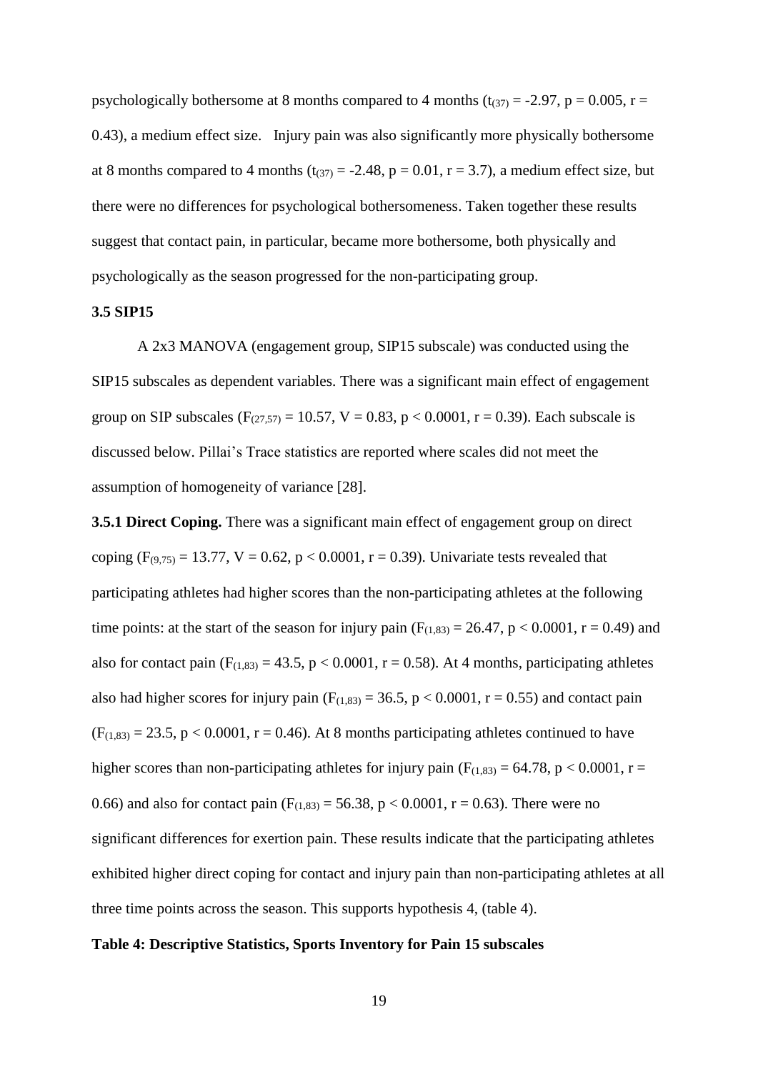psychologically bothersome at 8 months compared to 4 months ($t_{(37)} = -2.97$, $p = 0.005$, $r = 0.43$), a medium effect size. Injury pain was also significantly more physically bothersome at 8 months compared to 4 months ($t_{(37)} = -2.48$, $p = 0.01$, $r = 3.7$), a medium effect size, but there were no differences for psychological bothersomeness. Taken together these results suggest that contact pain, in particular, became more bothersome, both physically and psychologically as the season progressed for the non-participating group.

### 3.5 SIP15

A 2x3 MANOVA (engagement group, SIP15 subscale) was conducted using the SIP15 subscales as dependent variables. There was a significant main effect of engagement group on SIP subscales ($F_{(27,57)} = 10.57$, $V = 0.83$, $p < 0.0001$, $r = 0.39$). Each subscale is discussed below. Pillai's Trace statistics are reported where scales did not meet the assumption of homogeneity of variance [28].

**3.5.1 Direct Coping.** There was a significant main effect of engagement group on direct coping ($F_{(9,75)} = 13.77$, $V = 0.62$, $p < 0.0001$, $r = 0.39$). Univariate tests revealed that participating athletes had higher scores than the non-participating athletes at the following time points: at the start of the season for injury pain ($F_{(1,83)} = 26.47$, $p < 0.0001$, $r = 0.49$) and also for contact pain ($F_{(1,83)} = 43.5$, $p < 0.0001$, $r = 0.58$). At 4 months, participating athletes also had higher scores for injury pain ($F_{(1,83)} = 36.5$, $p < 0.0001$, $r = 0.55$) and contact pain ($F_{(1,83)} = 23.5$, $p < 0.0001$, $r = 0.46$). At 8 months participating athletes continued to have higher scores than non-participating athletes for injury pain ($F_{(1,83)} = 64.78$, $p < 0.0001$, $r = 0.66$) and also for contact pain ($F_{(1,83)} = 56.38$, $p < 0.0001$, $r = 0.63$). There were no significant differences for exertion pain. These results indicate that the participating athletes exhibited higher direct coping for contact and injury pain than non-participating athletes at all three time points across the season. This supports hypothesis 4, (table 4).

**Table 4: Descriptive Statistics, Sports Inventory for Pain 15 subscales**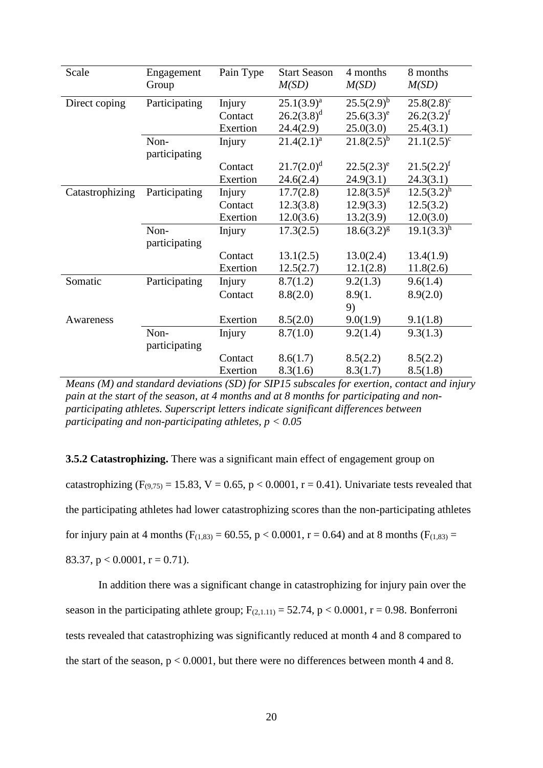| Scale | Engagement Group | Pain Type | Start Season *M(SD)* | 4 months *M(SD)* | 8 months *M(SD)* |
|---|---|---|---|---|---|
| Direct coping | Participating | Injury | $25.1(3.9)^a$ | $25.5(2.9)^b$ | $25.8(2.8)^c$ |
| | | Contact | $26.2(3.8)^d$ | $25.6(3.3)^e$ | $26.2(3.2)^f$ |
| | | Exertion | 24.4(2.9) | 25.0(3.0) | 25.4(3.1) |
| | Non-participating | Injury | $21.4(2.1)^a$ | $21.8(2.5)^b$ | $21.1(2.5)^c$ |
| | | Contact | $21.7(2.0)^d$ | $22.5(2.3)^e$ | $21.5(2.2)^f$ |
| | | Exertion | 24.6(2.4) | 24.9(3.1) | 24.3(3.1) |
| Catastrophizing | Participating | Injury | 17.7(2.8) | $12.8(3.5)^g$ | $12.5(3.2)^h$ |
| | | Contact | 12.3(3.8) | 12.9(3.3) | 12.5(3.2) |
| | | Exertion | 12.0(3.6) | 13.2(3.9) | 12.0(3.0) |
| | Non-participating | Injury | 17.3(2.5) | $18.6(3.2)^g$ | $19.1(3.3)^h$ |
| | | Contact | 13.1(2.5) | 13.0(2.4) | 13.4(1.9) |
| | | Exertion | 12.5(2.7) | 12.1(2.8) | 11.8(2.6) |
| Somatic Awareness | Participating | Injury | 8.7(1.2) | 9.2(1.3) | 9.6(1.4) |
| | | Contact | 8.8(2.0) | 8.9(1.9) | 8.9(2.0) |
| | | Exertion | 8.5(2.0) | 9.0(1.9) | 9.1(1.8) |
| | Non-participating | Injury | 8.7(1.0) | 9.2(1.4) | 9.3(1.3) |
| | | Contact | 8.6(1.7) | 8.5(2.2) | 8.5(2.2) |
| | | Exertion | 8.3(1.6) | 8.3(1.7) | 8.5(1.8) |

*Means (M) and standard deviations (SD) for SIP15 subscales for exertion, contact and injury pain at the start of the season, at 4 months and at 8 months for participating and non-participating athletes. Superscript letters indicate significant differences between participating and non-participating athletes, $p < 0.05$*

**3.5.2 Catastrophizing.** There was a significant main effect of engagement group on catastrophizing ($F_{(9,75)} = 15.83$, $V = 0.65$, $p < 0.0001$, $r = 0.41$). Univariate tests revealed that the participating athletes had lower catastrophizing scores than the non-participating athletes for injury pain at 4 months ($F_{(1,83)} = 60.55$, $p < 0.0001$, $r = 0.64$) and at 8 months ($F_{(1,83)} = 83.37$, $p < 0.0001$, $r = 0.71$).

In addition there was a significant change in catastrophizing for injury pain over the season in the participating athlete group; $F_{(2,1.11)} = 52.74$, $p < 0.0001$, $r = 0.98$. Bonferroni tests revealed that catastrophizing was significantly reduced at month 4 and 8 compared to the start of the season, $p < 0.0001$, but there were no differences between month 4 and 8.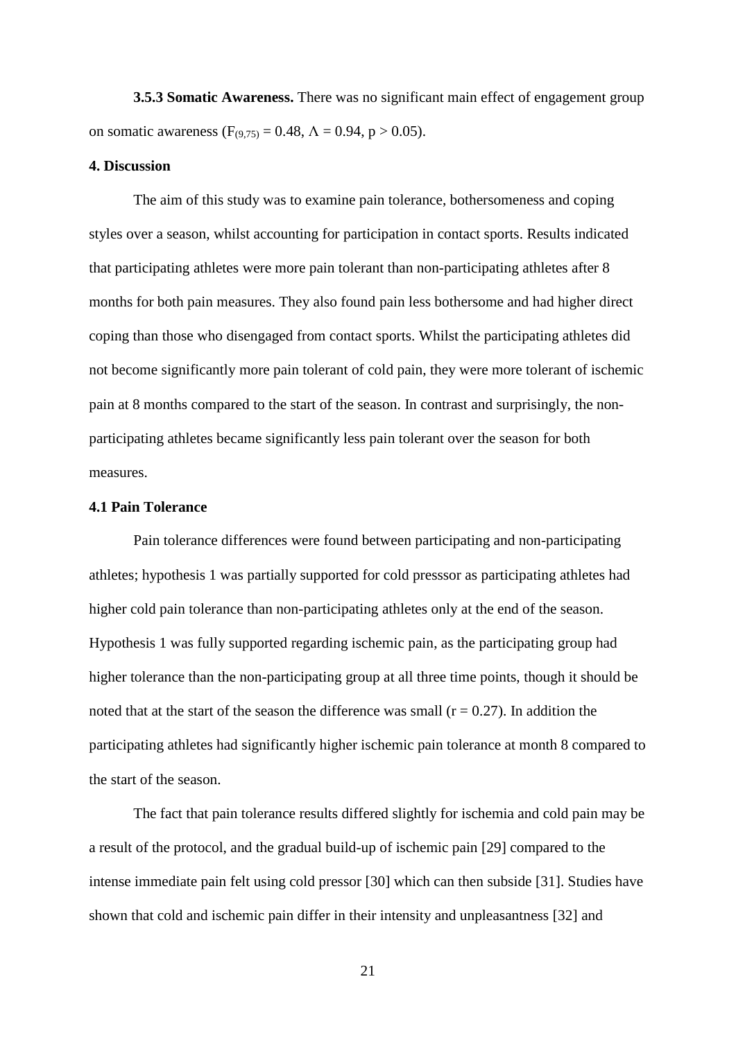**3.5.3 Somatic Awareness.** There was no significant main effect of engagement group on somatic awareness ($F_{(9,75)} = 0.48$, $\Lambda = 0.94$, $p > 0.05$).

## 4. Discussion

The aim of this study was to examine pain tolerance, bothersomeness and coping styles over a season, whilst accounting for participation in contact sports. Results indicated that participating athletes were more pain tolerant than non-participating athletes after 8 months for both pain measures. They also found pain less bothersome and had higher direct coping than those who disengaged from contact sports. Whilst the participating athletes did not become significantly more pain tolerant of cold pain, they were more tolerant of ischemic pain at 8 months compared to the start of the season. In contrast and surprisingly, the non-participating athletes became significantly less pain tolerant over the season for both measures.

### 4.1 Pain Tolerance

Pain tolerance differences were found between participating and non-participating athletes; hypothesis 1 was partially supported for cold presssor as participating athletes had higher cold pain tolerance than non-participating athletes only at the end of the season. Hypothesis 1 was fully supported regarding ischemic pain, as the participating group had higher tolerance than the non-participating group at all three time points, though it should be noted that at the start of the season the difference was small ($r = 0.27$). In addition the participating athletes had significantly higher ischemic pain tolerance at month 8 compared to the start of the season.

The fact that pain tolerance results differed slightly for ischemia and cold pain may be a result of the protocol, and the gradual build-up of ischemic pain [29] compared to the intense immediate pain felt using cold pressor [30] which can then subside [31]. Studies have shown that cold and ischemic pain differ in their intensity and unpleasantness [32] and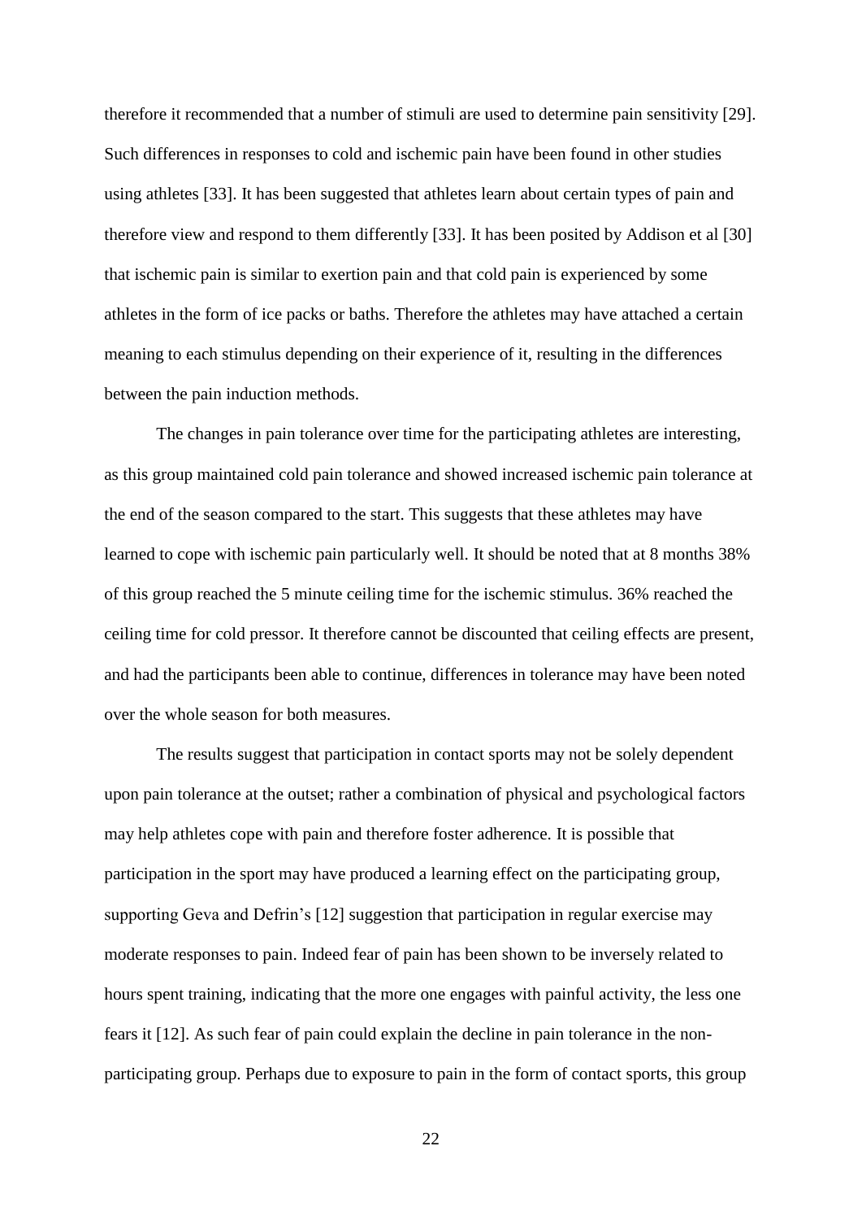therefore it recommended that a number of stimuli are used to determine pain sensitivity [29]. Such differences in responses to cold and ischemic pain have been found in other studies using athletes [33]. It has been suggested that athletes learn about certain types of pain and therefore view and respond to them differently [33]. It has been posited by Addison et al [30] that ischemic pain is similar to exertion pain and that cold pain is experienced by some athletes in the form of ice packs or baths. Therefore the athletes may have attached a certain meaning to each stimulus depending on their experience of it, resulting in the differences between the pain induction methods.

The changes in pain tolerance over time for the participating athletes are interesting, as this group maintained cold pain tolerance and showed increased ischemic pain tolerance at the end of the season compared to the start. This suggests that these athletes may have learned to cope with ischemic pain particularly well. It should be noted that at 8 months 38% of this group reached the 5 minute ceiling time for the ischemic stimulus. 36% reached the ceiling time for cold pressor. It therefore cannot be discounted that ceiling effects are present, and had the participants been able to continue, differences in tolerance may have been noted over the whole season for both measures.

The results suggest that participation in contact sports may not be solely dependent upon pain tolerance at the outset; rather a combination of physical and psychological factors may help athletes cope with pain and therefore foster adherence. It is possible that participation in the sport may have produced a learning effect on the participating group, supporting Geva and Defrin's [12] suggestion that participation in regular exercise may moderate responses to pain. Indeed fear of pain has been shown to be inversely related to hours spent training, indicating that the more one engages with painful activity, the less one fears it [12]. As such fear of pain could explain the decline in pain tolerance in the non-participating group. Perhaps due to exposure to pain in the form of contact sports, this group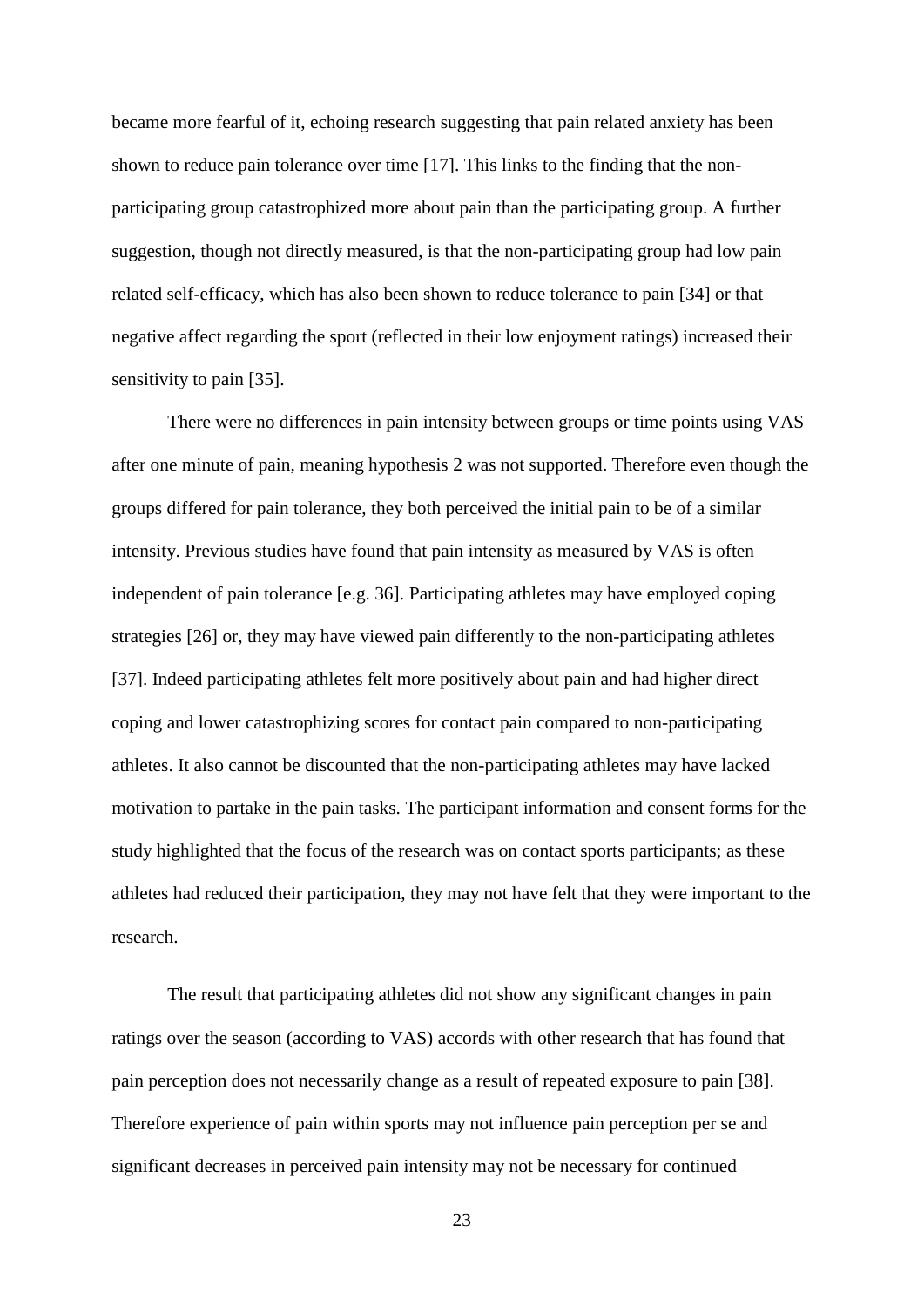became more fearful of it, echoing research suggesting that pain related anxiety has been shown to reduce pain tolerance over time [17]. This links to the finding that the non-participating group catastrophized more about pain than the participating group. A further suggestion, though not directly measured, is that the non-participating group had low pain related self-efficacy, which has also been shown to reduce tolerance to pain [34] or that negative affect regarding the sport (reflected in their low enjoyment ratings) increased their sensitivity to pain [35].

There were no differences in pain intensity between groups or time points using VAS after one minute of pain, meaning hypothesis 2 was not supported. Therefore even though the groups differed for pain tolerance, they both perceived the initial pain to be of a similar intensity. Previous studies have found that pain intensity as measured by VAS is often independent of pain tolerance [e.g. 36]. Participating athletes may have employed coping strategies [26] or, they may have viewed pain differently to the non-participating athletes [37]. Indeed participating athletes felt more positively about pain and had higher direct coping and lower catastrophizing scores for contact pain compared to non-participating athletes. It also cannot be discounted that the non-participating athletes may have lacked motivation to partake in the pain tasks. The participant information and consent forms for the study highlighted that the focus of the research was on contact sports participants; as these athletes had reduced their participation, they may not have felt that they were important to the research.

The result that participating athletes did not show any significant changes in pain ratings over the season (according to VAS) accords with other research that has found that pain perception does not necessarily change as a result of repeated exposure to pain [38]. Therefore experience of pain within sports may not influence pain perception per se and significant decreases in perceived pain intensity may not be necessary for continued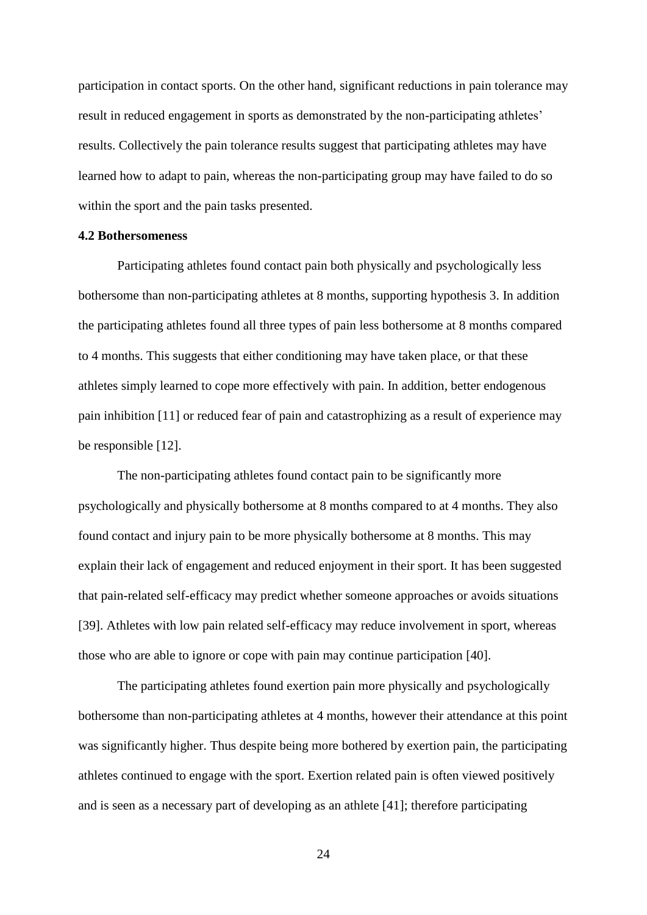participation in contact sports. On the other hand, significant reductions in pain tolerance may result in reduced engagement in sports as demonstrated by the non-participating athletes' results. Collectively the pain tolerance results suggest that participating athletes may have learned how to adapt to pain, whereas the non-participating group may have failed to do so within the sport and the pain tasks presented.

### 4.2 Bothersomeness

Participating athletes found contact pain both physically and psychologically less bothersome than non-participating athletes at 8 months, supporting hypothesis 3. In addition the participating athletes found all three types of pain less bothersome at 8 months compared to 4 months. This suggests that either conditioning may have taken place, or that these athletes simply learned to cope more effectively with pain. In addition, better endogenous pain inhibition [11] or reduced fear of pain and catastrophizing as a result of experience may be responsible [12].

The non-participating athletes found contact pain to be significantly more psychologically and physically bothersome at 8 months compared to at 4 months. They also found contact and injury pain to be more physically bothersome at 8 months. This may explain their lack of engagement and reduced enjoyment in their sport. It has been suggested that pain-related self-efficacy may predict whether someone approaches or avoids situations [39]. Athletes with low pain related self-efficacy may reduce involvement in sport, whereas those who are able to ignore or cope with pain may continue participation [40].

The participating athletes found exertion pain more physically and psychologically bothersome than non-participating athletes at 4 months, however their attendance at this point was significantly higher. Thus despite being more bothered by exertion pain, the participating athletes continued to engage with the sport. Exertion related pain is often viewed positively and is seen as a necessary part of developing as an athlete [41]; therefore participating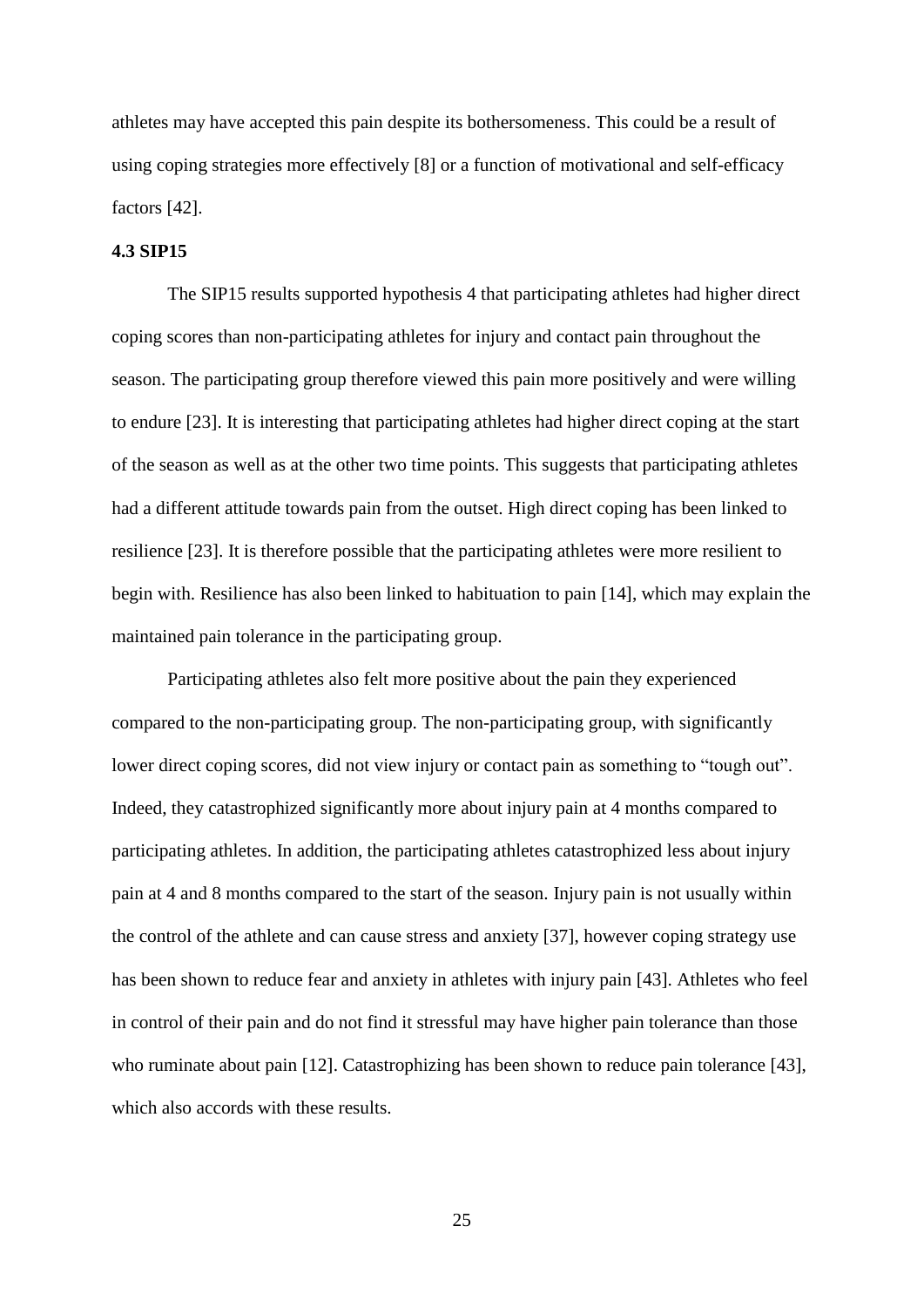athletes may have accepted this pain despite its bothersomeness. This could be a result of using coping strategies more effectively [8] or a function of motivational and self-efficacy factors [42].

### 4.3 SIP15

The SIP15 results supported hypothesis 4 that participating athletes had higher direct coping scores than non-participating athletes for injury and contact pain throughout the season. The participating group therefore viewed this pain more positively and were willing to endure [23]. It is interesting that participating athletes had higher direct coping at the start of the season as well as at the other two time points. This suggests that participating athletes had a different attitude towards pain from the outset. High direct coping has been linked to resilience [23]. It is therefore possible that the participating athletes were more resilient to begin with. Resilience has also been linked to habituation to pain [14], which may explain the maintained pain tolerance in the participating group.

Participating athletes also felt more positive about the pain they experienced compared to the non-participating group. The non-participating group, with significantly lower direct coping scores, did not view injury or contact pain as something to "tough out". Indeed, they catastrophized significantly more about injury pain at 4 months compared to participating athletes. In addition, the participating athletes catastrophized less about injury pain at 4 and 8 months compared to the start of the season. Injury pain is not usually within the control of the athlete and can cause stress and anxiety [37], however coping strategy use has been shown to reduce fear and anxiety in athletes with injury pain [43]. Athletes who feel in control of their pain and do not find it stressful may have higher pain tolerance than those who ruminate about pain [12]. Catastrophizing has been shown to reduce pain tolerance [43], which also accords with these results.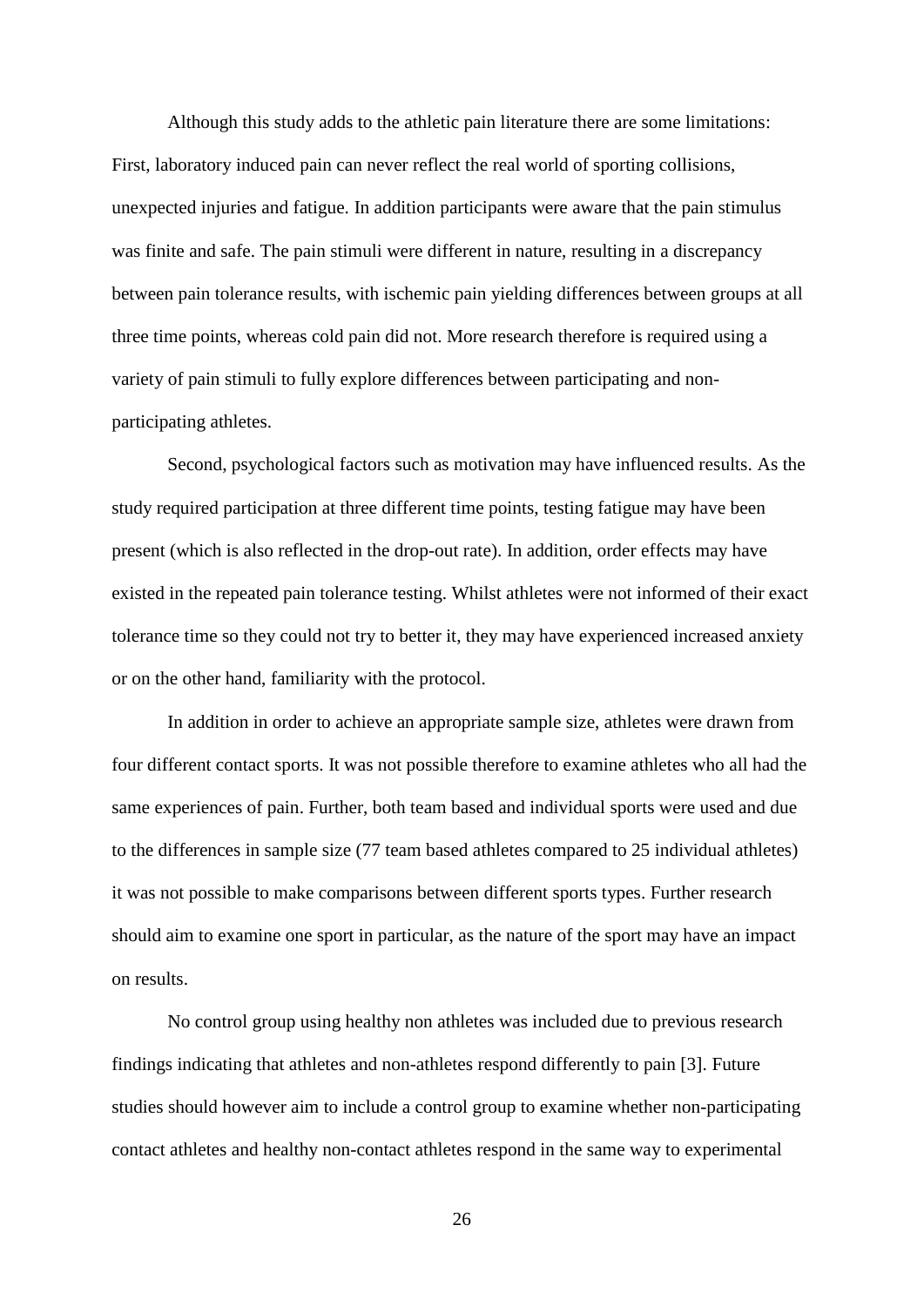Although this study adds to the athletic pain literature there are some limitations: First, laboratory induced pain can never reflect the real world of sporting collisions, unexpected injuries and fatigue. In addition participants were aware that the pain stimulus was finite and safe. The pain stimuli were different in nature, resulting in a discrepancy between pain tolerance results, with ischemic pain yielding differences between groups at all three time points, whereas cold pain did not. More research therefore is required using a variety of pain stimuli to fully explore differences between participating and non-participating athletes.

Second, psychological factors such as motivation may have influenced results. As the study required participation at three different time points, testing fatigue may have been present (which is also reflected in the drop-out rate). In addition, order effects may have existed in the repeated pain tolerance testing. Whilst athletes were not informed of their exact tolerance time so they could not try to better it, they may have experienced increased anxiety or on the other hand, familiarity with the protocol.

In addition in order to achieve an appropriate sample size, athletes were drawn from four different contact sports. It was not possible therefore to examine athletes who all had the same experiences of pain. Further, both team based and individual sports were used and due to the differences in sample size (77 team based athletes compared to 25 individual athletes) it was not possible to make comparisons between different sports types. Further research should aim to examine one sport in particular, as the nature of the sport may have an impact on results.

No control group using healthy non athletes was included due to previous research findings indicating that athletes and non-athletes respond differently to pain [3]. Future studies should however aim to include a control group to examine whether non-participating contact athletes and healthy non-contact athletes respond in the same way to experimental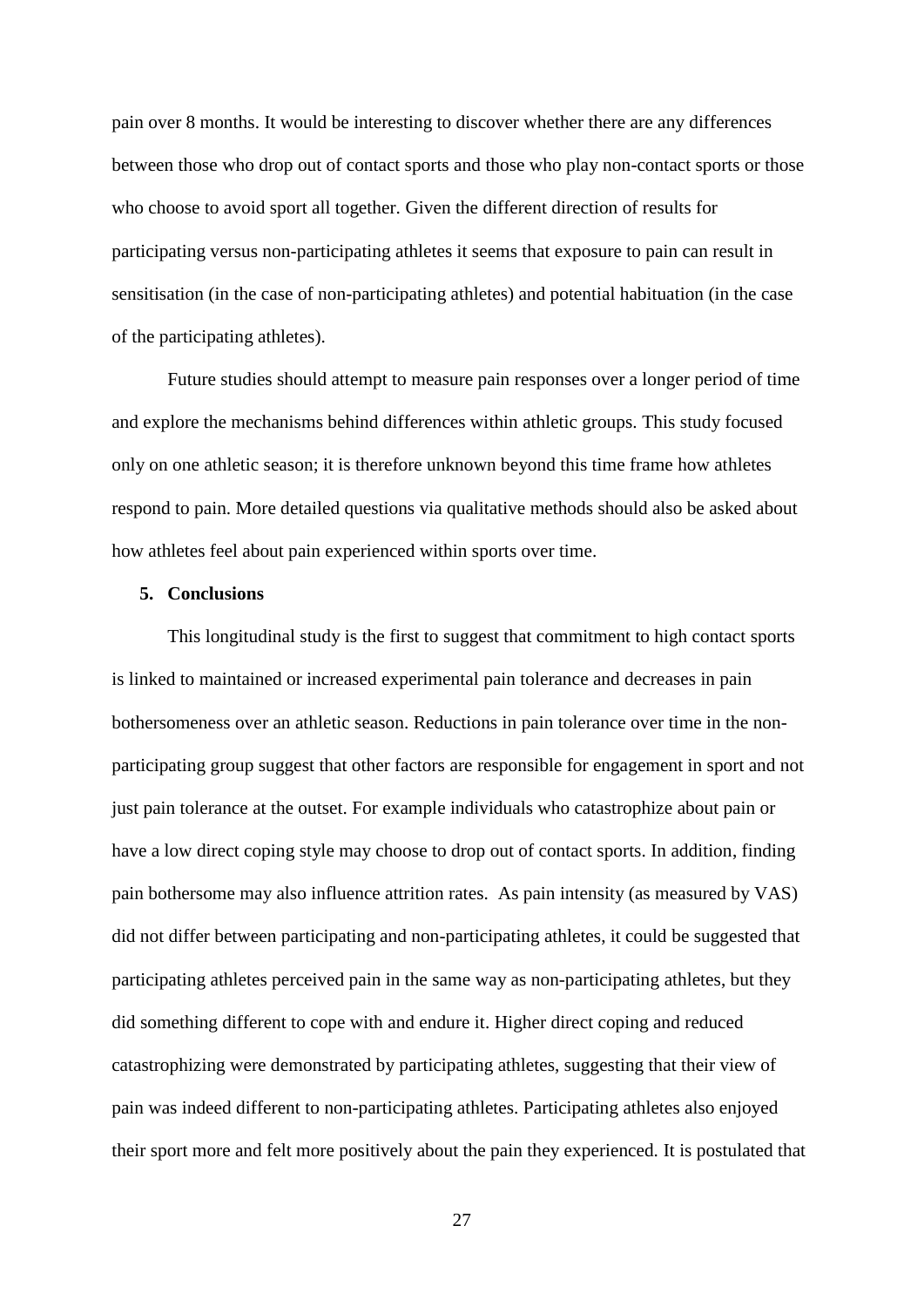pain over 8 months. It would be interesting to discover whether there are any differences between those who drop out of contact sports and those who play non-contact sports or those who choose to avoid sport all together. Given the different direction of results for participating versus non-participating athletes it seems that exposure to pain can result in sensitisation (in the case of non-participating athletes) and potential habituation (in the case of the participating athletes).

Future studies should attempt to measure pain responses over a longer period of time and explore the mechanisms behind differences within athletic groups. This study focused only on one athletic season; it is therefore unknown beyond this time frame how athletes respond to pain. More detailed questions via qualitative methods should also be asked about how athletes feel about pain experienced within sports over time.

## 5. Conclusions

This longitudinal study is the first to suggest that commitment to high contact sports is linked to maintained or increased experimental pain tolerance and decreases in pain bothersomeness over an athletic season. Reductions in pain tolerance over time in the non-participating group suggest that other factors are responsible for engagement in sport and not just pain tolerance at the outset. For example individuals who catastrophize about pain or have a low direct coping style may choose to drop out of contact sports. In addition, finding pain bothersome may also influence attrition rates. As pain intensity (as measured by VAS) did not differ between participating and non-participating athletes, it could be suggested that participating athletes perceived pain in the same way as non-participating athletes, but they did something different to cope with and endure it. Higher direct coping and reduced catastrophizing were demonstrated by participating athletes, suggesting that their view of pain was indeed different to non-participating athletes. Participating athletes also enjoyed their sport more and felt more positively about the pain they experienced. It is postulated that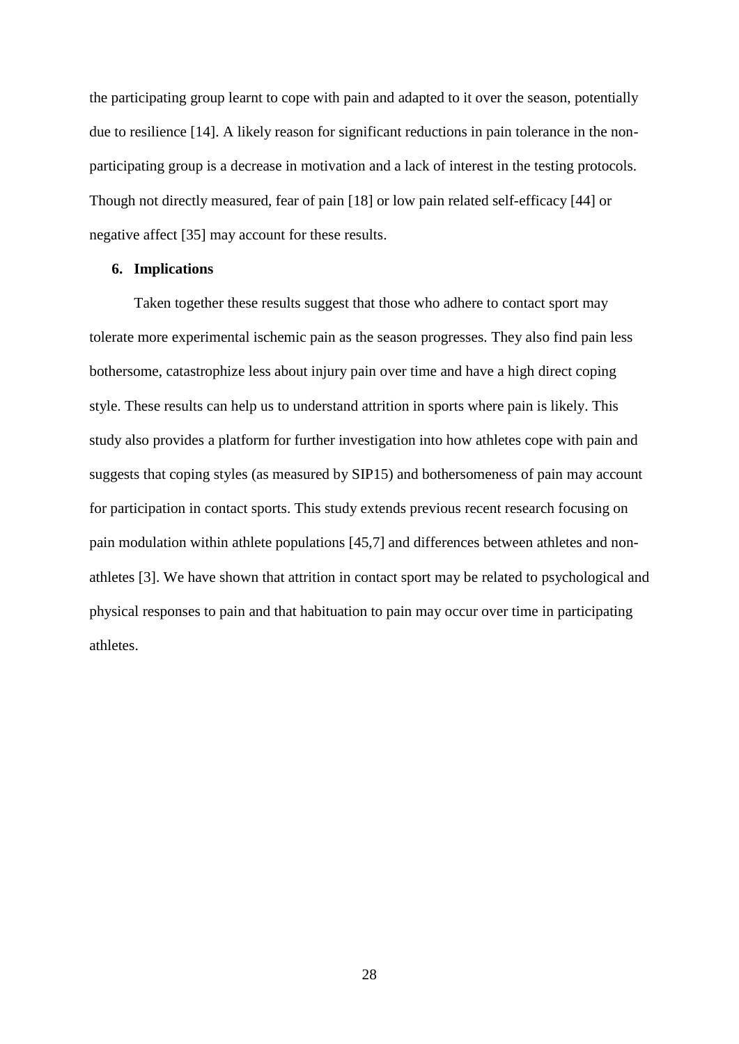the participating group learnt to cope with pain and adapted to it over the season, potentially due to resilience [14]. A likely reason for significant reductions in pain tolerance in the non-participating group is a decrease in motivation and a lack of interest in the testing protocols. Though not directly measured, fear of pain [18] or low pain related self-efficacy [44] or negative affect [35] may account for these results.

## 6. Implications

Taken together these results suggest that those who adhere to contact sport may tolerate more experimental ischemic pain as the season progresses. They also find pain less bothersome, catastrophize less about injury pain over time and have a high direct coping style. These results can help us to understand attrition in sports where pain is likely. This study also provides a platform for further investigation into how athletes cope with pain and suggests that coping styles (as measured by SIP15) and bothersomeness of pain may account for participation in contact sports. This study extends previous recent research focusing on pain modulation within athlete populations [45,7] and differences between athletes and non-athletes [3]. We have shown that attrition in contact sport may be related to psychological and physical responses to pain and that habituation to pain may occur over time in participating athletes.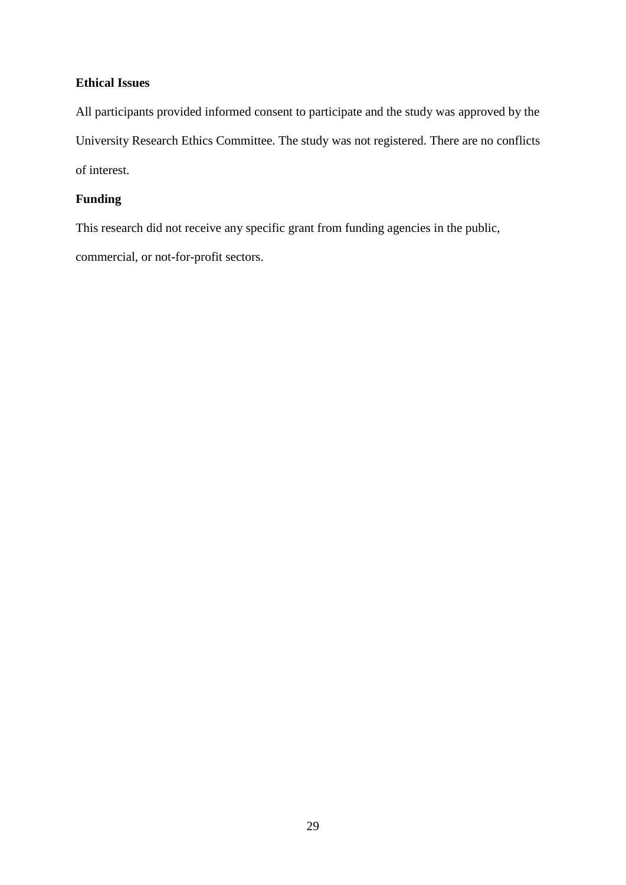**Ethical Issues**

All participants provided informed consent to participate and the study was approved by the University Research Ethics Committee. The study was not registered. There are no conflicts of interest.

**Funding**

This research did not receive any specific grant from funding agencies in the public, commercial, or not-for-profit sectors.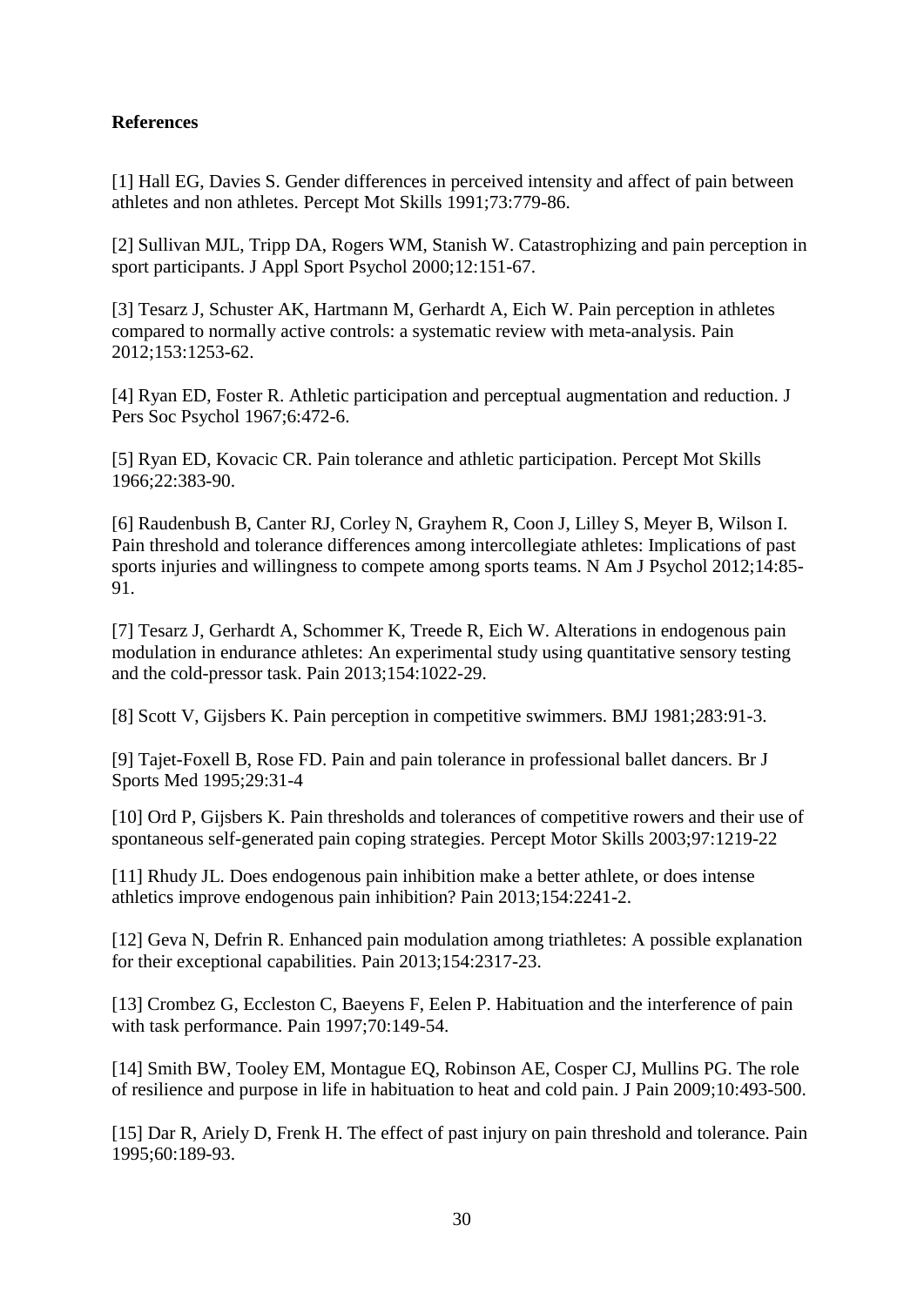**References**

[1] Hall EG, Davies S. Gender differences in perceived intensity and affect of pain between athletes and non athletes. Percept Mot Skills 1991;73:779-86.

[2] Sullivan MJL, Tripp DA, Rogers WM, Stanish W. Catastrophizing and pain perception in sport participants. J Appl Sport Psychol 2000;12:151-67.

[3] Tesarz J, Schuster AK, Hartmann M, Gerhardt A, Eich W. Pain perception in athletes compared to normally active controls: a systematic review with meta-analysis. Pain 2012;153:1253-62.

[4] Ryan ED, Foster R. Athletic participation and perceptual augmentation and reduction. J Pers Soc Psychol 1967;6:472-6.

[5] Ryan ED, Kovacic CR. Pain tolerance and athletic participation. Percept Mot Skills 1966;22:383-90.

[6] Raudenbush B, Canter RJ, Corley N, Grayhem R, Coon J, Lilley S, Meyer B, Wilson I. Pain threshold and tolerance differences among intercollegiate athletes: Implications of past sports injuries and willingness to compete among sports teams. N Am J Psychol 2012;14:85-91.

[7] Tesarz J, Gerhardt A, Schommer K, Treede R, Eich W. Alterations in endogenous pain modulation in endurance athletes: An experimental study using quantitative sensory testing and the cold-pressor task. Pain 2013;154:1022-29.

[8] Scott V, Gijsbers K. Pain perception in competitive swimmers. BMJ 1981;283:91-3.

[9] Tajet-Foxell B, Rose FD. Pain and pain tolerance in professional ballet dancers. Br J Sports Med 1995;29:31-4

[10] Ord P, Gijsbers K. Pain thresholds and tolerances of competitive rowers and their use of spontaneous self-generated pain coping strategies. Percept Motor Skills 2003;97:1219-22

[11] Rhudy JL. Does endogenous pain inhibition make a better athlete, or does intense athletics improve endogenous pain inhibition? Pain 2013;154:2241-2.

[12] Geva N, Defrin R. Enhanced pain modulation among triathletes: A possible explanation for their exceptional capabilities. Pain 2013;154:2317-23.

[13] Crombez G, Eccleston C, Baeyens F, Eelen P. Habituation and the interference of pain with task performance. Pain 1997;70:149-54.

[14] Smith BW, Tooley EM, Montague EQ, Robinson AE, Cosper CJ, Mullins PG. The role of resilience and purpose in life in habituation to heat and cold pain. J Pain 2009;10:493-500.

[15] Dar R, Ariely D, Frenk H. The effect of past injury on pain threshold and tolerance. Pain 1995;60:189-93.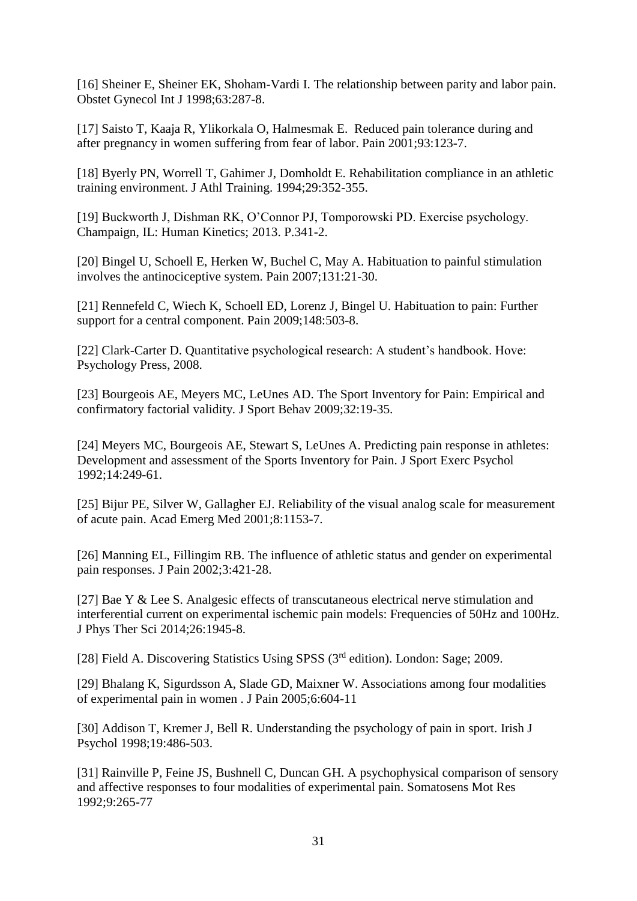[16] Sheiner E, Sheiner EK, Shoham-Vardi I. The relationship between parity and labor pain. Obstet Gynecol Int J 1998;63:287-8.

[17] Saisto T, Kaaja R, Ylikorkala O, Halmesmak E. Reduced pain tolerance during and after pregnancy in women suffering from fear of labor. Pain 2001;93:123-7.

[18] Byerly PN, Worrell T, Gahimer J, Domholdt E. Rehabilitation compliance in an athletic training environment. J Athl Training. 1994;29:352-355.

[19] Buckworth J, Dishman RK, O'Connor PJ, Tomporowski PD. Exercise psychology. Champaign, IL: Human Kinetics; 2013. P.341-2.

[20] Bingel U, Schoell E, Herken W, Buchel C, May A. Habituation to painful stimulation involves the antinociceptive system. Pain 2007;131:21-30.

[21] Rennefeld C, Wiech K, Schoell ED, Lorenz J, Bingel U. Habituation to pain: Further support for a central component. Pain 2009;148:503-8.

[22] Clark-Carter D. Quantitative psychological research: A student's handbook. Hove: Psychology Press, 2008.

[23] Bourgeois AE, Meyers MC, LeUnes AD. The Sport Inventory for Pain: Empirical and confirmatory factorial validity. J Sport Behav 2009;32:19-35.

[24] Meyers MC, Bourgeois AE, Stewart S, LeUnes A. Predicting pain response in athletes: Development and assessment of the Sports Inventory for Pain. J Sport Exerc Psychol 1992;14:249-61.

[25] Bijur PE, Silver W, Gallagher EJ. Reliability of the visual analog scale for measurement of acute pain. Acad Emerg Med 2001;8:1153-7.

[26] Manning EL, Fillingim RB. The influence of athletic status and gender on experimental pain responses. J Pain 2002;3:421-28.

[27] Bae Y & Lee S. Analgesic effects of transcutaneous electrical nerve stimulation and interferential current on experimental ischemic pain models: Frequencies of 50Hz and 100Hz. J Phys Ther Sci 2014;26:1945-8.

[28] Field A. Discovering Statistics Using SPSS (3rd edition). London: Sage; 2009.

[29] Bhalang K, Sigurdsson A, Slade GD, Maixner W. Associations among four modalities of experimental pain in women . J Pain 2005;6:604-11

[30] Addison T, Kremer J, Bell R. Understanding the psychology of pain in sport. Irish J Psychol 1998;19:486-503.

[31] Rainville P, Feine JS, Bushnell C, Duncan GH. A psychophysical comparison of sensory and affective responses to four modalities of experimental pain. Somatosens Mot Res 1992;9:265-77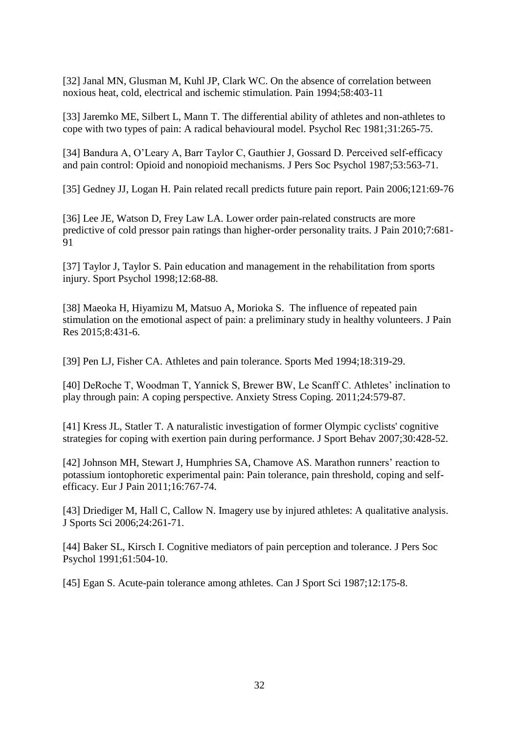[32] Janal MN, Glusman M, Kuhl JP, Clark WC. On the absence of correlation between noxious heat, cold, electrical and ischemic stimulation. Pain 1994;58:403-11

[33] Jaremko ME, Silbert L, Mann T. The differential ability of athletes and non-athletes to cope with two types of pain: A radical behavioural model. Psychol Rec 1981;31:265-75.

[34] Bandura A, O'Leary A, Barr Taylor C, Gauthier J, Gossard D. Perceived self-efficacy and pain control: Opioid and nonopioid mechanisms. J Pers Soc Psychol 1987;53:563-71.

[35] Gedney JJ, Logan H. Pain related recall predicts future pain report. Pain 2006;121:69-76

[36] Lee JE, Watson D, Frey Law LA. Lower order pain-related constructs are more predictive of cold pressor pain ratings than higher-order personality traits. J Pain 2010;7:681-91

[37] Taylor J, Taylor S. Pain education and management in the rehabilitation from sports injury. Sport Psychol 1998;12:68-88.

[38] Maeoka H, Hiyamizu M, Matsuo A, Morioka S. The influence of repeated pain stimulation on the emotional aspect of pain: a preliminary study in healthy volunteers. J Pain Res 2015;8:431-6.

[39] Pen LJ, Fisher CA. Athletes and pain tolerance. Sports Med 1994;18:319-29.

[40] DeRoche T, Woodman T, Yannick S, Brewer BW, Le Scanff C. Athletes' inclination to play through pain: A coping perspective. Anxiety Stress Coping. 2011;24:579-87.

[41] Kress JL, Statler T. A naturalistic investigation of former Olympic cyclists' cognitive strategies for coping with exertion pain during performance. J Sport Behav 2007;30:428-52.

[42] Johnson MH, Stewart J, Humphries SA, Chamove AS. Marathon runners' reaction to potassium iontophoretic experimental pain: Pain tolerance, pain threshold, coping and self-efficacy. Eur J Pain 2011;16:767-74.

[43] Driediger M, Hall C, Callow N. Imagery use by injured athletes: A qualitative analysis. J Sports Sci 2006;24:261-71.

[44] Baker SL, Kirsch I. Cognitive mediators of pain perception and tolerance. J Pers Soc Psychol 1991;61:504-10.

[45] Egan S. Acute-pain tolerance among athletes. Can J Sport Sci 1987;12:175-8.